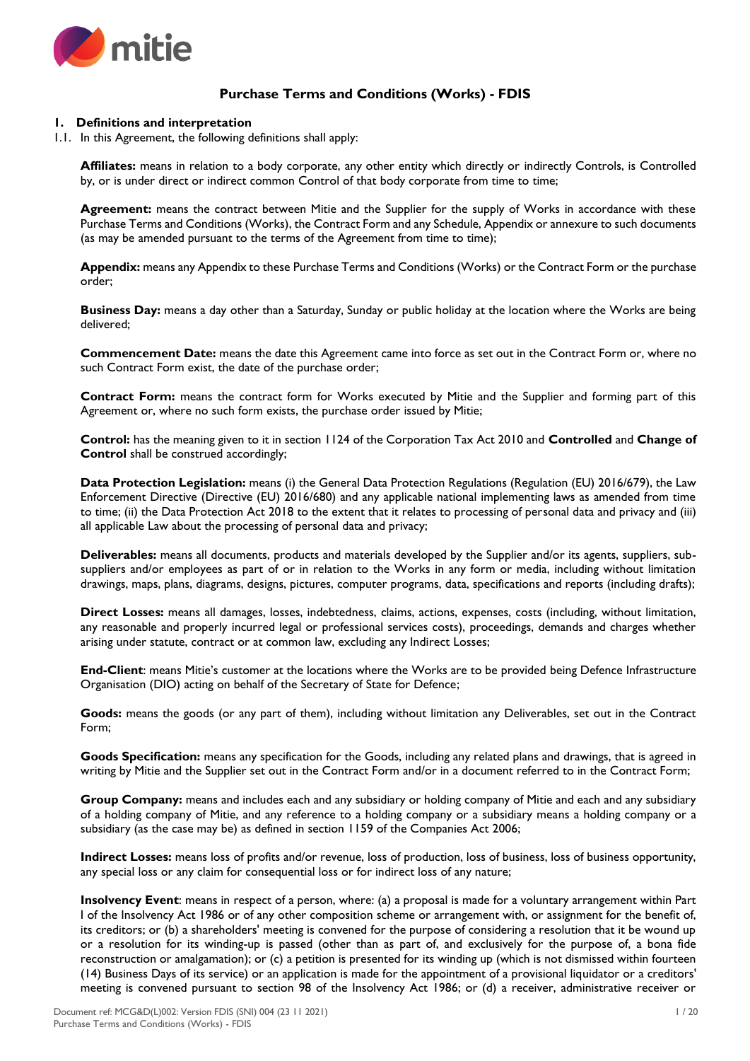# Purchase Terms and Conditions (Works) - FDIS

## 1. Definitions and interpretation

1.1. In this Agreement, the following definitions shall apply:

**Affiliates:** means in relation to a body corporate, any other entity which directly or indirectly Controls, is Controlled by, or is under direct or indirect common Control of that body corporate from time to time;

**Agreement:** means the contract between Mitie and the Supplier for the supply of Works in accordance with these Purchase Terms and Conditions (Works), the Contract Form and any Schedule, Appendix or annexure to such documents (as may be amended pursuant to the terms of the Agreement from time to time);

**Appendix:** means any Appendix to these Purchase Terms and Conditions (Works) or the Contract Form or the purchase order;

**Business Day:** means a day other than a Saturday, Sunday or public holiday at the location where the Works are being delivered;

**Commencement Date:** means the date this Agreement came into force as set out in the Contract Form or, where no such Contract Form exist, the date of the purchase order;

**Contract Form:** means the contract form for Works executed by Mitie and the Supplier and forming part of this Agreement or, where no such form exists, the purchase order issued by Mitie;

**Control:** has the meaning given to it in section 1124 of the Corporation Tax Act 2010 and **Controlled** and **Change of Control** shall be construed accordingly;

**Data Protection Legislation:** means (i) the General Data Protection Regulations (Regulation (EU) 2016/679), the Law Enforcement Directive (Directive (EU) 2016/680) and any applicable national implementing laws as amended from time to time; (ii) the Data Protection Act 2018 to the extent that it relates to processing of personal data and privacy and (iii) all applicable Law about the processing of personal data and privacy;

**Deliverables:** means all documents, products and materials developed by the Supplier and/or its agents, suppliers, sub-suppliers and/or employees as part of or in relation to the Works in any form or media, including without limitation drawings, maps, plans, diagrams, designs, pictures, computer programs, data, specifications and reports (including drafts);

**Direct Losses:** means all damages, losses, indebtedness, claims, actions, expenses, costs (including, without limitation, any reasonable and properly incurred legal or professional services costs), proceedings, demands and charges whether arising under statute, contract or at common law, excluding any Indirect Losses;

**End-Client**: means Mitie's customer at the locations where the Works are to be provided being Defence Infrastructure Organisation (DIO) acting on behalf of the Secretary of State for Defence;

**Goods:** means the goods (or any part of them), including without limitation any Deliverables, set out in the Contract Form;

**Goods Specification:** means any specification for the Goods, including any related plans and drawings, that is agreed in writing by Mitie and the Supplier set out in the Contract Form and/or in a document referred to in the Contract Form;

**Group Company:** means and includes each and any subsidiary or holding company of Mitie and each and any subsidiary of a holding company of Mitie, and any reference to a holding company or a subsidiary means a holding company or a subsidiary (as the case may be) as defined in section 1159 of the Companies Act 2006;

**Indirect Losses:** means loss of profits and/or revenue, loss of production, loss of business, loss of business opportunity, any special loss or any claim for consequential loss or for indirect loss of any nature;

**Insolvency Event**: means in respect of a person, where: (a) a proposal is made for a voluntary arrangement within Part I of the Insolvency Act 1986 or of any other composition scheme or arrangement with, or assignment for the benefit of, its creditors; or (b) a shareholders' meeting is convened for the purpose of considering a resolution that it be wound up or a resolution for its winding-up is passed (other than as part of, and exclusively for the purpose of, a bona fide reconstruction or amalgamation); or (c) a petition is presented for its winding up (which is not dismissed within fourteen (14) Business Days of its service) or an application is made for the appointment of a provisional liquidator or a creditors' meeting is convened pursuant to section 98 of the Insolvency Act 1986; or (d) a receiver, administrative receiver or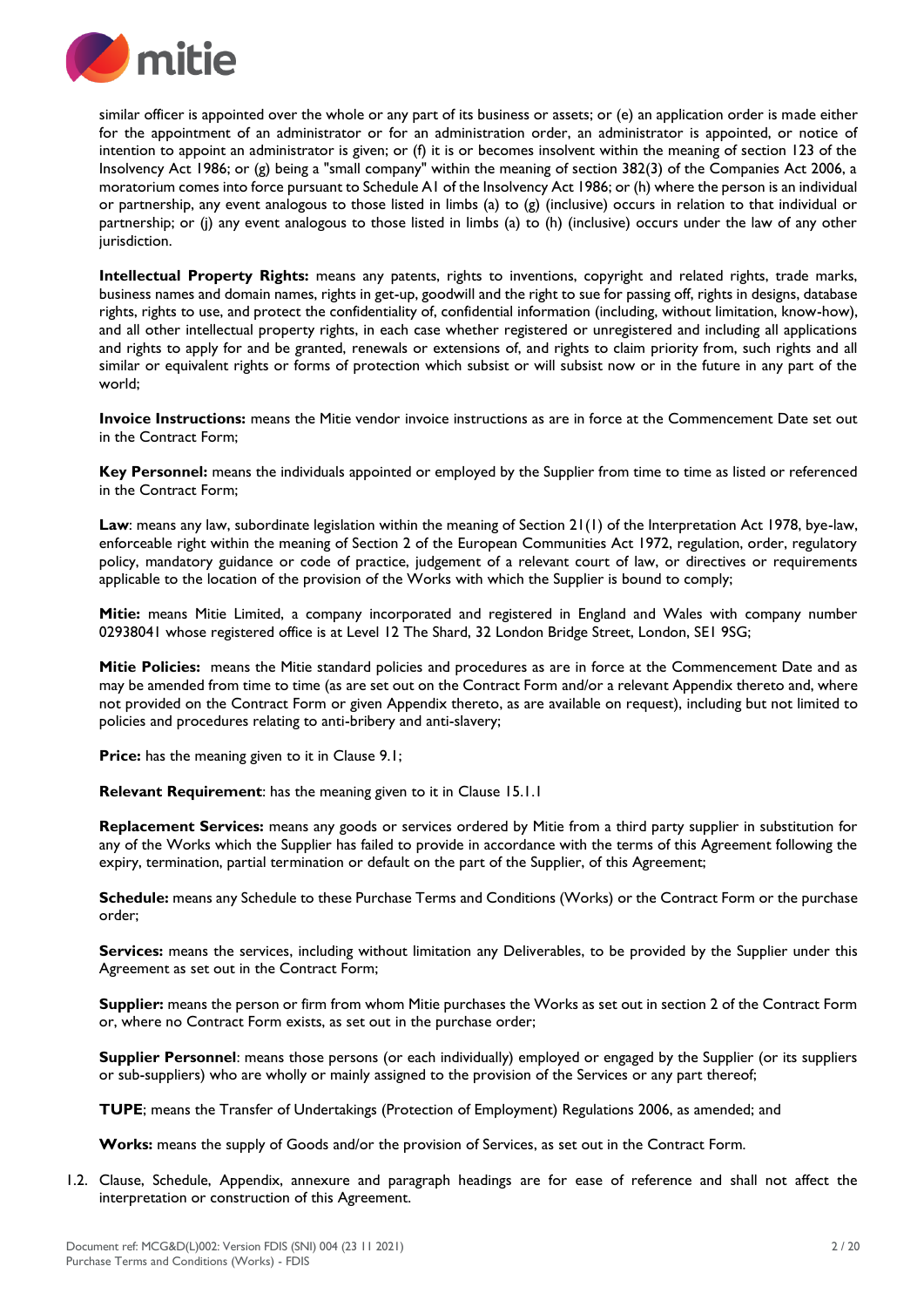similar officer is appointed over the whole or any part of its business or assets; or (e) an application order is made either for the appointment of an administrator or for an administration order, an administrator is appointed, or notice of intention to appoint an administrator is given; or (f) it is or becomes insolvent within the meaning of section 123 of the Insolvency Act 1986; or (g) being a "small company" within the meaning of section 382(3) of the Companies Act 2006, a moratorium comes into force pursuant to Schedule A1 of the Insolvency Act 1986; or (h) where the person is an individual or partnership, any event analogous to those listed in limbs (a) to (g) (inclusive) occurs in relation to that individual or partnership; or (j) any event analogous to those listed in limbs (a) to (h) (inclusive) occurs under the law of any other jurisdiction.

**Intellectual Property Rights:** means any patents, rights to inventions, copyright and related rights, trade marks, business names and domain names, rights in get-up, goodwill and the right to sue for passing off, rights in designs, database rights, rights to use, and protect the confidentiality of, confidential information (including, without limitation, know-how), and all other intellectual property rights, in each case whether registered or unregistered and including all applications and rights to apply for and be granted, renewals or extensions of, and rights to claim priority from, such rights and all similar or equivalent rights or forms of protection which subsist or will subsist now or in the future in any part of the world;

**Invoice Instructions:** means the Mitie vendor invoice instructions as are in force at the Commencement Date set out in the Contract Form;

**Key Personnel:** means the individuals appointed or employed by the Supplier from time to time as listed or referenced in the Contract Form;

**Law**: means any law, subordinate legislation within the meaning of Section 21(1) of the Interpretation Act 1978, bye-law, enforceable right within the meaning of Section 2 of the European Communities Act 1972, regulation, order, regulatory policy, mandatory guidance or code of practice, judgement of a relevant court of law, or directives or requirements applicable to the location of the provision of the Works with which the Supplier is bound to comply;

**Mitie:** means Mitie Limited, a company incorporated and registered in England and Wales with company number 02938041 whose registered office is at Level 12 The Shard, 32 London Bridge Street, London, SE1 9SG;

**Mitie Policies:** means the Mitie standard policies and procedures as are in force at the Commencement Date and as may be amended from time to time (as are set out on the Contract Form and/or a relevant Appendix thereto and, where not provided on the Contract Form or given Appendix thereto, as are available on request), including but not limited to policies and procedures relating to anti-bribery and anti-slavery;

**Price:** has the meaning given to it in Clause 9.1;

**Relevant Requirement**: has the meaning given to it in Clause 15.1.1

**Replacement Services:** means any goods or services ordered by Mitie from a third party supplier in substitution for any of the Works which the Supplier has failed to provide in accordance with the terms of this Agreement following the expiry, termination, partial termination or default on the part of the Supplier, of this Agreement;

**Schedule:** means any Schedule to these Purchase Terms and Conditions (Works) or the Contract Form or the purchase order;

**Services:** means the services, including without limitation any Deliverables, to be provided by the Supplier under this Agreement as set out in the Contract Form;

**Supplier:** means the person or firm from whom Mitie purchases the Works as set out in section 2 of the Contract Form or, where no Contract Form exists, as set out in the purchase order;

**Supplier Personnel**: means those persons (or each individually) employed or engaged by the Supplier (or its suppliers or sub-suppliers) who are wholly or mainly assigned to the provision of the Services or any part thereof;

**TUPE**; means the Transfer of Undertakings (Protection of Employment) Regulations 2006, as amended; and

**Works:** means the supply of Goods and/or the provision of Services, as set out in the Contract Form.

1.2. Clause, Schedule, Appendix, annexure and paragraph headings are for ease of reference and shall not affect the interpretation or construction of this Agreement.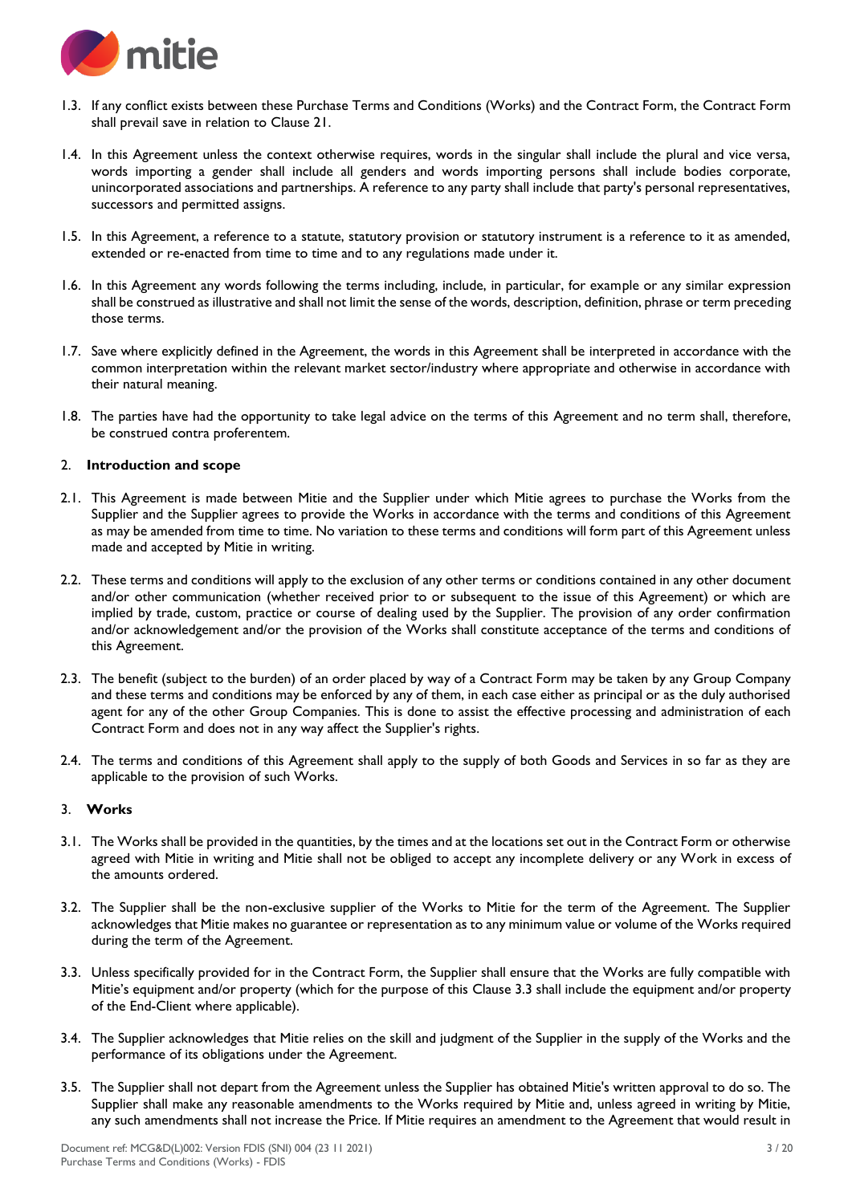1.3. If any conflict exists between these Purchase Terms and Conditions (Works) and the Contract Form, the Contract Form shall prevail save in relation to Clause 21.

1.4. In this Agreement unless the context otherwise requires, words in the singular shall include the plural and vice versa, words importing a gender shall include all genders and words importing persons shall include bodies corporate, unincorporated associations and partnerships. A reference to any party shall include that party's personal representatives, successors and permitted assigns.

1.5. In this Agreement, a reference to a statute, statutory provision or statutory instrument is a reference to it as amended, extended or re-enacted from time to time and to any regulations made under it.

1.6. In this Agreement any words following the terms including, include, in particular, for example or any similar expression shall be construed as illustrative and shall not limit the sense of the words, description, definition, phrase or term preceding those terms.

1.7. Save where explicitly defined in the Agreement, the words in this Agreement shall be interpreted in accordance with the common interpretation within the relevant market sector/industry where appropriate and otherwise in accordance with their natural meaning.

1.8. The parties have had the opportunity to take legal advice on the terms of this Agreement and no term shall, therefore, be construed contra proferentem.

## 2. Introduction and scope

2.1. This Agreement is made between Mitie and the Supplier under which Mitie agrees to purchase the Works from the Supplier and the Supplier agrees to provide the Works in accordance with the terms and conditions of this Agreement as may be amended from time to time. No variation to these terms and conditions will form part of this Agreement unless made and accepted by Mitie in writing.

2.2. These terms and conditions will apply to the exclusion of any other terms or conditions contained in any other document and/or other communication (whether received prior to or subsequent to the issue of this Agreement) or which are implied by trade, custom, practice or course of dealing used by the Supplier. The provision of any order confirmation and/or acknowledgement and/or the provision of the Works shall constitute acceptance of the terms and conditions of this Agreement.

2.3. The benefit (subject to the burden) of an order placed by way of a Contract Form may be taken by any Group Company and these terms and conditions may be enforced by any of them, in each case either as principal or as the duly authorised agent for any of the other Group Companies. This is done to assist the effective processing and administration of each Contract Form and does not in any way affect the Supplier's rights.

2.4. The terms and conditions of this Agreement shall apply to the supply of both Goods and Services in so far as they are applicable to the provision of such Works.

## 3. Works

3.1. The Works shall be provided in the quantities, by the times and at the locations set out in the Contract Form or otherwise agreed with Mitie in writing and Mitie shall not be obliged to accept any incomplete delivery or any Work in excess of the amounts ordered.

3.2. The Supplier shall be the non-exclusive supplier of the Works to Mitie for the term of the Agreement. The Supplier acknowledges that Mitie makes no guarantee or representation as to any minimum value or volume of the Works required during the term of the Agreement.

3.3. Unless specifically provided for in the Contract Form, the Supplier shall ensure that the Works are fully compatible with Mitie's equipment and/or property (which for the purpose of this Clause 3.3 shall include the equipment and/or property of the End-Client where applicable).

3.4. The Supplier acknowledges that Mitie relies on the skill and judgment of the Supplier in the supply of the Works and the performance of its obligations under the Agreement.

3.5. The Supplier shall not depart from the Agreement unless the Supplier has obtained Mitie's written approval to do so. The Supplier shall make any reasonable amendments to the Works required by Mitie and, unless agreed in writing by Mitie, any such amendments shall not increase the Price. If Mitie requires an amendment to the Agreement that would result in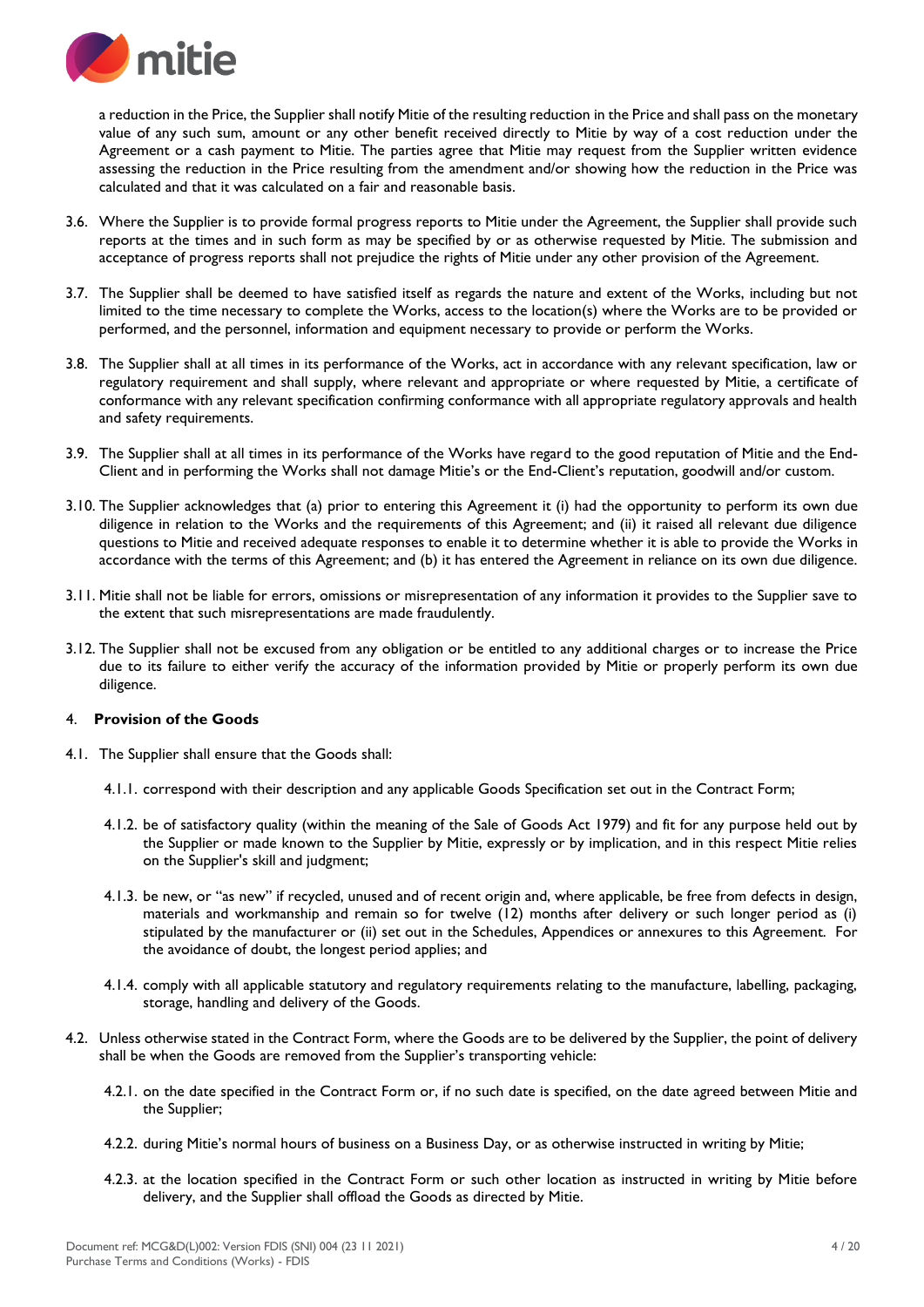a reduction in the Price, the Supplier shall notify Mitie of the resulting reduction in the Price and shall pass on the monetary value of any such sum, amount or any other benefit received directly to Mitie by way of a cost reduction under the Agreement or a cash payment to Mitie. The parties agree that Mitie may request from the Supplier written evidence assessing the reduction in the Price resulting from the amendment and/or showing how the reduction in the Price was calculated and that it was calculated on a fair and reasonable basis.

3.6. Where the Supplier is to provide formal progress reports to Mitie under the Agreement, the Supplier shall provide such reports at the times and in such form as may be specified by or as otherwise requested by Mitie. The submission and acceptance of progress reports shall not prejudice the rights of Mitie under any other provision of the Agreement.

3.7. The Supplier shall be deemed to have satisfied itself as regards the nature and extent of the Works, including but not limited to the time necessary to complete the Works, access to the location(s) where the Works are to be provided or performed, and the personnel, information and equipment necessary to provide or perform the Works.

3.8. The Supplier shall at all times in its performance of the Works, act in accordance with any relevant specification, law or regulatory requirement and shall supply, where relevant and appropriate or where requested by Mitie, a certificate of conformance with any relevant specification confirming conformance with all appropriate regulatory approvals and health and safety requirements.

3.9. The Supplier shall at all times in its performance of the Works have regard to the good reputation of Mitie and the End-Client and in performing the Works shall not damage Mitie's or the End-Client's reputation, goodwill and/or custom.

3.10. The Supplier acknowledges that (a) prior to entering this Agreement it (i) had the opportunity to perform its own due diligence in relation to the Works and the requirements of this Agreement; and (ii) it raised all relevant due diligence questions to Mitie and received adequate responses to enable it to determine whether it is able to provide the Works in accordance with the terms of this Agreement; and (b) it has entered the Agreement in reliance on its own due diligence.

3.11. Mitie shall not be liable for errors, omissions or misrepresentation of any information it provides to the Supplier save to the extent that such misrepresentations are made fraudulently.

3.12. The Supplier shall not be excused from any obligation or be entitled to any additional charges or to increase the Price due to its failure to either verify the accuracy of the information provided by Mitie or properly perform its own due diligence.

4. **Provision of the Goods**

4.1. The Supplier shall ensure that the Goods shall:

4.1.1. correspond with their description and any applicable Goods Specification set out in the Contract Form;

4.1.2. be of satisfactory quality (within the meaning of the Sale of Goods Act 1979) and fit for any purpose held out by the Supplier or made known to the Supplier by Mitie, expressly or by implication, and in this respect Mitie relies on the Supplier's skill and judgment;

4.1.3. be new, or "as new" if recycled, unused and of recent origin and, where applicable, be free from defects in design, materials and workmanship and remain so for twelve (12) months after delivery or such longer period as (i) stipulated by the manufacturer or (ii) set out in the Schedules, Appendices or annexures to this Agreement. For the avoidance of doubt, the longest period applies; and

4.1.4. comply with all applicable statutory and regulatory requirements relating to the manufacture, labelling, packaging, storage, handling and delivery of the Goods.

4.2. Unless otherwise stated in the Contract Form, where the Goods are to be delivered by the Supplier, the point of delivery shall be when the Goods are removed from the Supplier's transporting vehicle:

4.2.1. on the date specified in the Contract Form or, if no such date is specified, on the date agreed between Mitie and the Supplier;

4.2.2. during Mitie's normal hours of business on a Business Day, or as otherwise instructed in writing by Mitie;

4.2.3. at the location specified in the Contract Form or such other location as instructed in writing by Mitie before delivery, and the Supplier shall offload the Goods as directed by Mitie.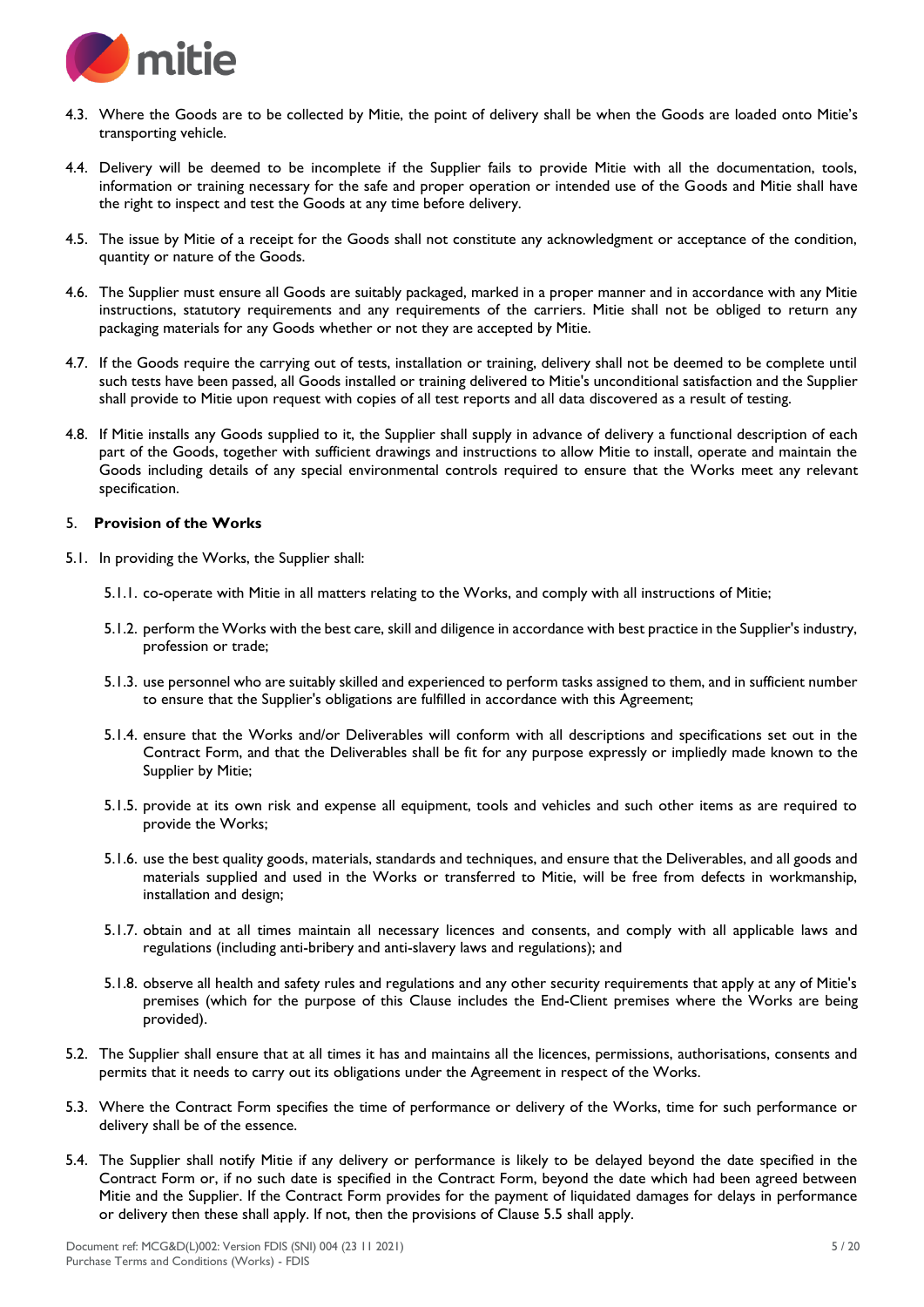4.3. Where the Goods are to be collected by Mitie, the point of delivery shall be when the Goods are loaded onto Mitie's transporting vehicle.

4.4. Delivery will be deemed to be incomplete if the Supplier fails to provide Mitie with all the documentation, tools, information or training necessary for the safe and proper operation or intended use of the Goods and Mitie shall have the right to inspect and test the Goods at any time before delivery.

4.5. The issue by Mitie of a receipt for the Goods shall not constitute any acknowledgment or acceptance of the condition, quantity or nature of the Goods.

4.6. The Supplier must ensure all Goods are suitably packaged, marked in a proper manner and in accordance with any Mitie instructions, statutory requirements and any requirements of the carriers. Mitie shall not be obliged to return any packaging materials for any Goods whether or not they are accepted by Mitie.

4.7. If the Goods require the carrying out of tests, installation or training, delivery shall not be deemed to be complete until such tests have been passed, all Goods installed or training delivered to Mitie's unconditional satisfaction and the Supplier shall provide to Mitie upon request with copies of all test reports and all data discovered as a result of testing.

4.8. If Mitie installs any Goods supplied to it, the Supplier shall supply in advance of delivery a functional description of each part of the Goods, together with sufficient drawings and instructions to allow Mitie to install, operate and maintain the Goods including details of any special environmental controls required to ensure that the Works meet any relevant specification.

5. **Provision of the Works**

5.1. In providing the Works, the Supplier shall:

5.1.1. co-operate with Mitie in all matters relating to the Works, and comply with all instructions of Mitie;

5.1.2. perform the Works with the best care, skill and diligence in accordance with best practice in the Supplier's industry, profession or trade;

5.1.3. use personnel who are suitably skilled and experienced to perform tasks assigned to them, and in sufficient number to ensure that the Supplier's obligations are fulfilled in accordance with this Agreement;

5.1.4. ensure that the Works and/or Deliverables will conform with all descriptions and specifications set out in the Contract Form, and that the Deliverables shall be fit for any purpose expressly or impliedly made known to the Supplier by Mitie;

5.1.5. provide at its own risk and expense all equipment, tools and vehicles and such other items as are required to provide the Works;

5.1.6. use the best quality goods, materials, standards and techniques, and ensure that the Deliverables, and all goods and materials supplied and used in the Works or transferred to Mitie, will be free from defects in workmanship, installation and design;

5.1.7. obtain and at all times maintain all necessary licences and consents, and comply with all applicable laws and regulations (including anti-bribery and anti-slavery laws and regulations); and

5.1.8. observe all health and safety rules and regulations and any other security requirements that apply at any of Mitie's premises (which for the purpose of this Clause includes the End-Client premises where the Works are being provided).

5.2. The Supplier shall ensure that at all times it has and maintains all the licences, permissions, authorisations, consents and permits that it needs to carry out its obligations under the Agreement in respect of the Works.

5.3. Where the Contract Form specifies the time of performance or delivery of the Works, time for such performance or delivery shall be of the essence.

5.4. The Supplier shall notify Mitie if any delivery or performance is likely to be delayed beyond the date specified in the Contract Form or, if no such date is specified in the Contract Form, beyond the date which had been agreed between Mitie and the Supplier. If the Contract Form provides for the payment of liquidated damages for delays in performance or delivery then these shall apply. If not, then the provisions of Clause 5.5 shall apply.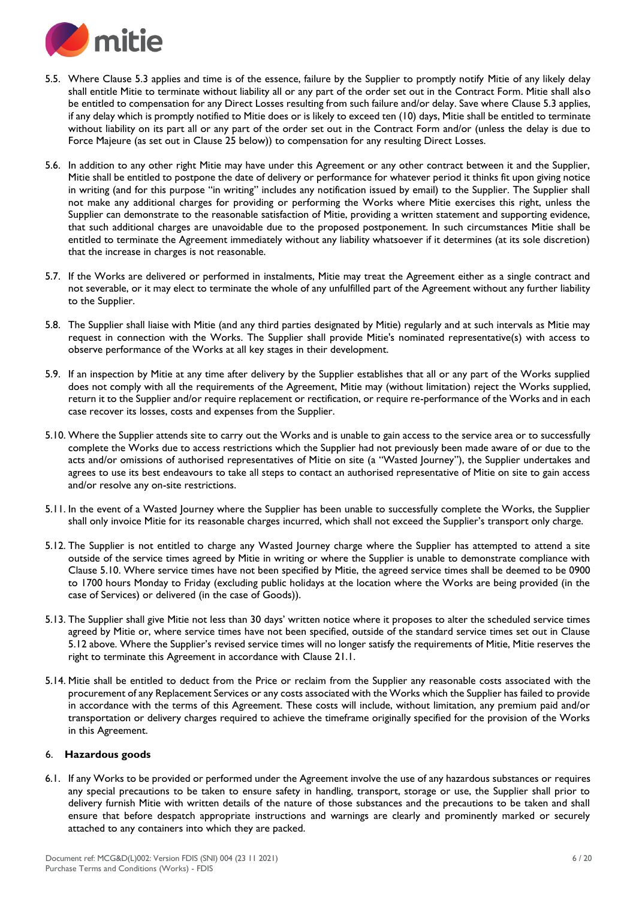5.5. Where Clause 5.3 applies and time is of the essence, failure by the Supplier to promptly notify Mitie of any likely delay shall entitle Mitie to terminate without liability all or any part of the order set out in the Contract Form. Mitie shall also be entitled to compensation for any Direct Losses resulting from such failure and/or delay. Save where Clause 5.3 applies, if any delay which is promptly notified to Mitie does or is likely to exceed ten (10) days, Mitie shall be entitled to terminate without liability on its part all or any part of the order set out in the Contract Form and/or (unless the delay is due to Force Majeure (as set out in Clause 25 below)) to compensation for any resulting Direct Losses.

5.6. In addition to any other right Mitie may have under this Agreement or any other contract between it and the Supplier, Mitie shall be entitled to postpone the date of delivery or performance for whatever period it thinks fit upon giving notice in writing (and for this purpose "in writing" includes any notification issued by email) to the Supplier. The Supplier shall not make any additional charges for providing or performing the Works where Mitie exercises this right, unless the Supplier can demonstrate to the reasonable satisfaction of Mitie, providing a written statement and supporting evidence, that such additional charges are unavoidable due to the proposed postponement. In such circumstances Mitie shall be entitled to terminate the Agreement immediately without any liability whatsoever if it determines (at its sole discretion) that the increase in charges is not reasonable.

5.7. If the Works are delivered or performed in instalments, Mitie may treat the Agreement either as a single contract and not severable, or it may elect to terminate the whole of any unfulfilled part of the Agreement without any further liability to the Supplier.

5.8. The Supplier shall liaise with Mitie (and any third parties designated by Mitie) regularly and at such intervals as Mitie may request in connection with the Works. The Supplier shall provide Mitie's nominated representative(s) with access to observe performance of the Works at all key stages in their development.

5.9. If an inspection by Mitie at any time after delivery by the Supplier establishes that all or any part of the Works supplied does not comply with all the requirements of the Agreement, Mitie may (without limitation) reject the Works supplied, return it to the Supplier and/or require replacement or rectification, or require re-performance of the Works and in each case recover its losses, costs and expenses from the Supplier.

5.10. Where the Supplier attends site to carry out the Works and is unable to gain access to the service area or to successfully complete the Works due to access restrictions which the Supplier had not previously been made aware of or due to the acts and/or omissions of authorised representatives of Mitie on site (a "Wasted Journey"), the Supplier undertakes and agrees to use its best endeavours to take all steps to contact an authorised representative of Mitie on site to gain access and/or resolve any on-site restrictions.

5.11. In the event of a Wasted Journey where the Supplier has been unable to successfully complete the Works, the Supplier shall only invoice Mitie for its reasonable charges incurred, which shall not exceed the Supplier's transport only charge.

5.12. The Supplier is not entitled to charge any Wasted Journey charge where the Supplier has attempted to attend a site outside of the service times agreed by Mitie in writing or where the Supplier is unable to demonstrate compliance with Clause 5.10. Where service times have not been specified by Mitie, the agreed service times shall be deemed to be 0900 to 1700 hours Monday to Friday (excluding public holidays at the location where the Works are being provided (in the case of Services) or delivered (in the case of Goods)).

5.13. The Supplier shall give Mitie not less than 30 days' written notice where it proposes to alter the scheduled service times agreed by Mitie or, where service times have not been specified, outside of the standard service times set out in Clause 5.12 above. Where the Supplier's revised service times will no longer satisfy the requirements of Mitie, Mitie reserves the right to terminate this Agreement in accordance with Clause 21.1.

5.14. Mitie shall be entitled to deduct from the Price or reclaim from the Supplier any reasonable costs associated with the procurement of any Replacement Services or any costs associated with the Works which the Supplier has failed to provide in accordance with the terms of this Agreement. These costs will include, without limitation, any premium paid and/or transportation or delivery charges required to achieve the timeframe originally specified for the provision of the Works in this Agreement.

## 6. Hazardous goods

6.1. If any Works to be provided or performed under the Agreement involve the use of any hazardous substances or requires any special precautions to be taken to ensure safety in handling, transport, storage or use, the Supplier shall prior to delivery furnish Mitie with written details of the nature of those substances and the precautions to be taken and shall ensure that before despatch appropriate instructions and warnings are clearly and prominently marked or securely attached to any containers into which they are packed.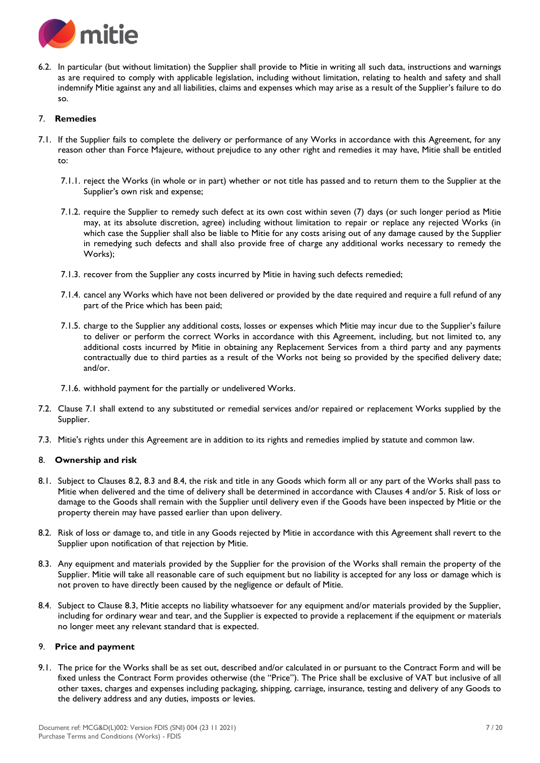6.2. In particular (but without limitation) the Supplier shall provide to Mitie in writing all such data, instructions and warnings as are required to comply with applicable legislation, including without limitation, relating to health and safety and shall indemnify Mitie against any and all liabilities, claims and expenses which may arise as a result of the Supplier's failure to do so.

## 7. Remedies

7.1. If the Supplier fails to complete the delivery or performance of any Works in accordance with this Agreement, for any reason other than Force Majeure, without prejudice to any other right and remedies it may have, Mitie shall be entitled to:

7.1.1. reject the Works (in whole or in part) whether or not title has passed and to return them to the Supplier at the Supplier's own risk and expense;

7.1.2. require the Supplier to remedy such defect at its own cost within seven (7) days (or such longer period as Mitie may, at its absolute discretion, agree) including without limitation to repair or replace any rejected Works (in which case the Supplier shall also be liable to Mitie for any costs arising out of any damage caused by the Supplier in remedying such defects and shall also provide free of charge any additional works necessary to remedy the Works);

7.1.3. recover from the Supplier any costs incurred by Mitie in having such defects remedied;

7.1.4. cancel any Works which have not been delivered or provided by the date required and require a full refund of any part of the Price which has been paid;

7.1.5. charge to the Supplier any additional costs, losses or expenses which Mitie may incur due to the Supplier's failure to deliver or perform the correct Works in accordance with this Agreement, including, but not limited to, any additional costs incurred by Mitie in obtaining any Replacement Services from a third party and any payments contractually due to third parties as a result of the Works not being so provided by the specified delivery date; and/or.

7.1.6. withhold payment for the partially or undelivered Works.

7.2. Clause 7.1 shall extend to any substituted or remedial services and/or repaired or replacement Works supplied by the Supplier.

7.3. Mitie's rights under this Agreement are in addition to its rights and remedies implied by statute and common law.

## 8. Ownership and risk

8.1. Subject to Clauses 8.2, 8.3 and 8.4, the risk and title in any Goods which form all or any part of the Works shall pass to Mitie when delivered and the time of delivery shall be determined in accordance with Clauses 4 and/or 5. Risk of loss or damage to the Goods shall remain with the Supplier until delivery even if the Goods have been inspected by Mitie or the property therein may have passed earlier than upon delivery.

8.2. Risk of loss or damage to, and title in any Goods rejected by Mitie in accordance with this Agreement shall revert to the Supplier upon notification of that rejection by Mitie.

8.3. Any equipment and materials provided by the Supplier for the provision of the Works shall remain the property of the Supplier. Mitie will take all reasonable care of such equipment but no liability is accepted for any loss or damage which is not proven to have directly been caused by the negligence or default of Mitie.

8.4. Subject to Clause 8.3, Mitie accepts no liability whatsoever for any equipment and/or materials provided by the Supplier, including for ordinary wear and tear, and the Supplier is expected to provide a replacement if the equipment or materials no longer meet any relevant standard that is expected.

## 9. Price and payment

9.1. The price for the Works shall be as set out, described and/or calculated in or pursuant to the Contract Form and will be fixed unless the Contract Form provides otherwise (the "Price"). The Price shall be exclusive of VAT but inclusive of all other taxes, charges and expenses including packaging, shipping, carriage, insurance, testing and delivery of any Goods to the delivery address and any duties, imposts or levies.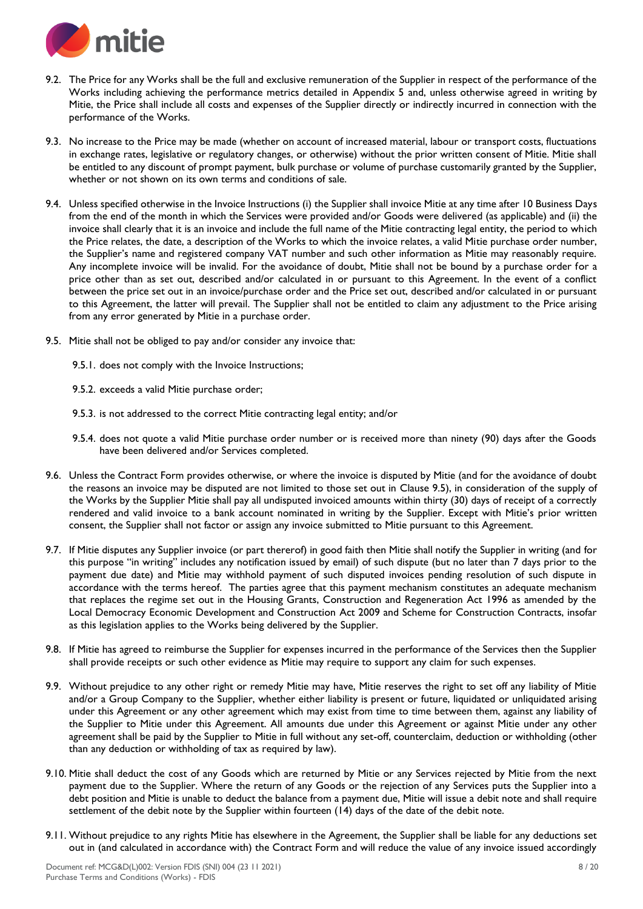9.2. The Price for any Works shall be the full and exclusive remuneration of the Supplier in respect of the performance of the Works including achieving the performance metrics detailed in Appendix 5 and, unless otherwise agreed in writing by Mitie, the Price shall include all costs and expenses of the Supplier directly or indirectly incurred in connection with the performance of the Works.

9.3. No increase to the Price may be made (whether on account of increased material, labour or transport costs, fluctuations in exchange rates, legislative or regulatory changes, or otherwise) without the prior written consent of Mitie. Mitie shall be entitled to any discount of prompt payment, bulk purchase or volume of purchase customarily granted by the Supplier, whether or not shown on its own terms and conditions of sale.

9.4. Unless specified otherwise in the Invoice Instructions (i) the Supplier shall invoice Mitie at any time after 10 Business Days from the end of the month in which the Services were provided and/or Goods were delivered (as applicable) and (ii) the invoice shall clearly that it is an invoice and include the full name of the Mitie contracting legal entity, the period to which the Price relates, the date, a description of the Works to which the invoice relates, a valid Mitie purchase order number, the Supplier's name and registered company VAT number and such other information as Mitie may reasonably require. Any incomplete invoice will be invalid. For the avoidance of doubt, Mitie shall not be bound by a purchase order for a price other than as set out, described and/or calculated in or pursuant to this Agreement. In the event of a conflict between the price set out in an invoice/purchase order and the Price set out, described and/or calculated in or pursuant to this Agreement, the latter will prevail. The Supplier shall not be entitled to claim any adjustment to the Price arising from any error generated by Mitie in a purchase order.

9.5. Mitie shall not be obliged to pay and/or consider any invoice that:

9.5.1. does not comply with the Invoice Instructions;

9.5.2. exceeds a valid Mitie purchase order;

9.5.3. is not addressed to the correct Mitie contracting legal entity; and/or

9.5.4. does not quote a valid Mitie purchase order number or is received more than ninety (90) days after the Goods have been delivered and/or Services completed.

9.6. Unless the Contract Form provides otherwise, or where the invoice is disputed by Mitie (and for the avoidance of doubt the reasons an invoice may be disputed are not limited to those set out in Clause 9.5), in consideration of the supply of the Works by the Supplier Mitie shall pay all undisputed invoiced amounts within thirty (30) days of receipt of a correctly rendered and valid invoice to a bank account nominated in writing by the Supplier. Except with Mitie's prior written consent, the Supplier shall not factor or assign any invoice submitted to Mitie pursuant to this Agreement.

9.7. If Mitie disputes any Supplier invoice (or part thererof) in good faith then Mitie shall notify the Supplier in writing (and for this purpose "in writing" includes any notification issued by email) of such dispute (but no later than 7 days prior to the payment due date) and Mitie may withhold payment of such disputed invoices pending resolution of such dispute in accordance with the terms hereof. The parties agree that this payment mechanism constitutes an adequate mechanism that replaces the regime set out in the Housing Grants, Construction and Regeneration Act 1996 as amended by the Local Democracy Economic Development and Construction Act 2009 and Scheme for Construction Contracts, insofar as this legislation applies to the Works being delivered by the Supplier.

9.8. If Mitie has agreed to reimburse the Supplier for expenses incurred in the performance of the Services then the Supplier shall provide receipts or such other evidence as Mitie may require to support any claim for such expenses.

9.9. Without prejudice to any other right or remedy Mitie may have, Mitie reserves the right to set off any liability of Mitie and/or a Group Company to the Supplier, whether either liability is present or future, liquidated or unliquidated arising under this Agreement or any other agreement which may exist from time to time between them, against any liability of the Supplier to Mitie under this Agreement. All amounts due under this Agreement or against Mitie under any other agreement shall be paid by the Supplier to Mitie in full without any set-off, counterclaim, deduction or withholding (other than any deduction or withholding of tax as required by law).

9.10. Mitie shall deduct the cost of any Goods which are returned by Mitie or any Services rejected by Mitie from the next payment due to the Supplier. Where the return of any Goods or the rejection of any Services puts the Supplier into a debt position and Mitie is unable to deduct the balance from a payment due, Mitie will issue a debit note and shall require settlement of the debit note by the Supplier within fourteen (14) days of the date of the debit note.

9.11. Without prejudice to any rights Mitie has elsewhere in the Agreement, the Supplier shall be liable for any deductions set out in (and calculated in accordance with) the Contract Form and will reduce the value of any invoice issued accordingly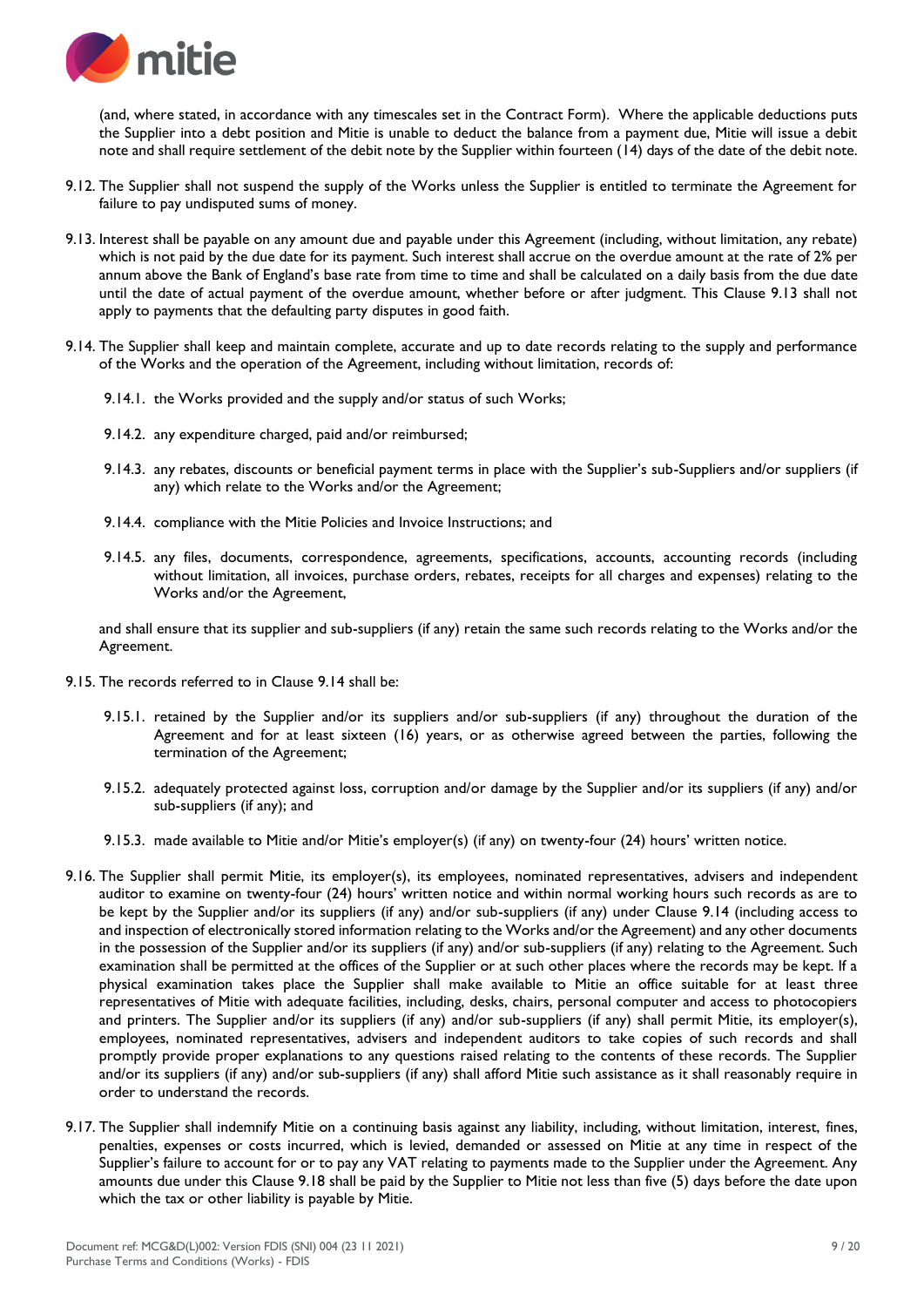(and, where stated, in accordance with any timescales set in the Contract Form). Where the applicable deductions puts the Supplier into a debt position and Mitie is unable to deduct the balance from a payment due, Mitie will issue a debit note and shall require settlement of the debit note by the Supplier within fourteen (14) days of the date of the debit note.

9.12. The Supplier shall not suspend the supply of the Works unless the Supplier is entitled to terminate the Agreement for failure to pay undisputed sums of money.

9.13. Interest shall be payable on any amount due and payable under this Agreement (including, without limitation, any rebate) which is not paid by the due date for its payment. Such interest shall accrue on the overdue amount at the rate of 2% per annum above the Bank of England's base rate from time to time and shall be calculated on a daily basis from the due date until the date of actual payment of the overdue amount, whether before or after judgment. This Clause 9.13 shall not apply to payments that the defaulting party disputes in good faith.

9.14. The Supplier shall keep and maintain complete, accurate and up to date records relating to the supply and performance of the Works and the operation of the Agreement, including without limitation, records of:

9.14.1. the Works provided and the supply and/or status of such Works;

9.14.2. any expenditure charged, paid and/or reimbursed;

9.14.3. any rebates, discounts or beneficial payment terms in place with the Supplier's sub-Suppliers and/or suppliers (if any) which relate to the Works and/or the Agreement;

9.14.4. compliance with the Mitie Policies and Invoice Instructions; and

9.14.5. any files, documents, correspondence, agreements, specifications, accounts, accounting records (including without limitation, all invoices, purchase orders, rebates, receipts for all charges and expenses) relating to the Works and/or the Agreement,

and shall ensure that its supplier and sub-suppliers (if any) retain the same such records relating to the Works and/or the Agreement.

9.15. The records referred to in Clause 9.14 shall be:

9.15.1. retained by the Supplier and/or its suppliers and/or sub-suppliers (if any) throughout the duration of the Agreement and for at least sixteen (16) years, or as otherwise agreed between the parties, following the termination of the Agreement;

9.15.2. adequately protected against loss, corruption and/or damage by the Supplier and/or its suppliers (if any) and/or sub-suppliers (if any); and

9.15.3. made available to Mitie and/or Mitie's employer(s) (if any) on twenty-four (24) hours' written notice.

9.16. The Supplier shall permit Mitie, its employer(s), its employees, nominated representatives, advisers and independent auditor to examine on twenty-four (24) hours' written notice and within normal working hours such records as are to be kept by the Supplier and/or its suppliers (if any) and/or sub-suppliers (if any) under Clause 9.14 (including access to and inspection of electronically stored information relating to the Works and/or the Agreement) and any other documents in the possession of the Supplier and/or its suppliers (if any) and/or sub-suppliers (if any) relating to the Agreement. Such examination shall be permitted at the offices of the Supplier or at such other places where the records may be kept. If a physical examination takes place the Supplier shall make available to Mitie an office suitable for at least three representatives of Mitie with adequate facilities, including, desks, chairs, personal computer and access to photocopiers and printers. The Supplier and/or its suppliers (if any) and/or sub-suppliers (if any) shall permit Mitie, its employer(s), employees, nominated representatives, advisers and independent auditors to take copies of such records and shall promptly provide proper explanations to any questions raised relating to the contents of these records. The Supplier and/or its suppliers (if any) and/or sub-suppliers (if any) shall afford Mitie such assistance as it shall reasonably require in order to understand the records.

9.17. The Supplier shall indemnify Mitie on a continuing basis against any liability, including, without limitation, interest, fines, penalties, expenses or costs incurred, which is levied, demanded or assessed on Mitie at any time in respect of the Supplier's failure to account for or to pay any VAT relating to payments made to the Supplier under the Agreement. Any amounts due under this Clause 9.18 shall be paid by the Supplier to Mitie not less than five (5) days before the date upon which the tax or other liability is payable by Mitie.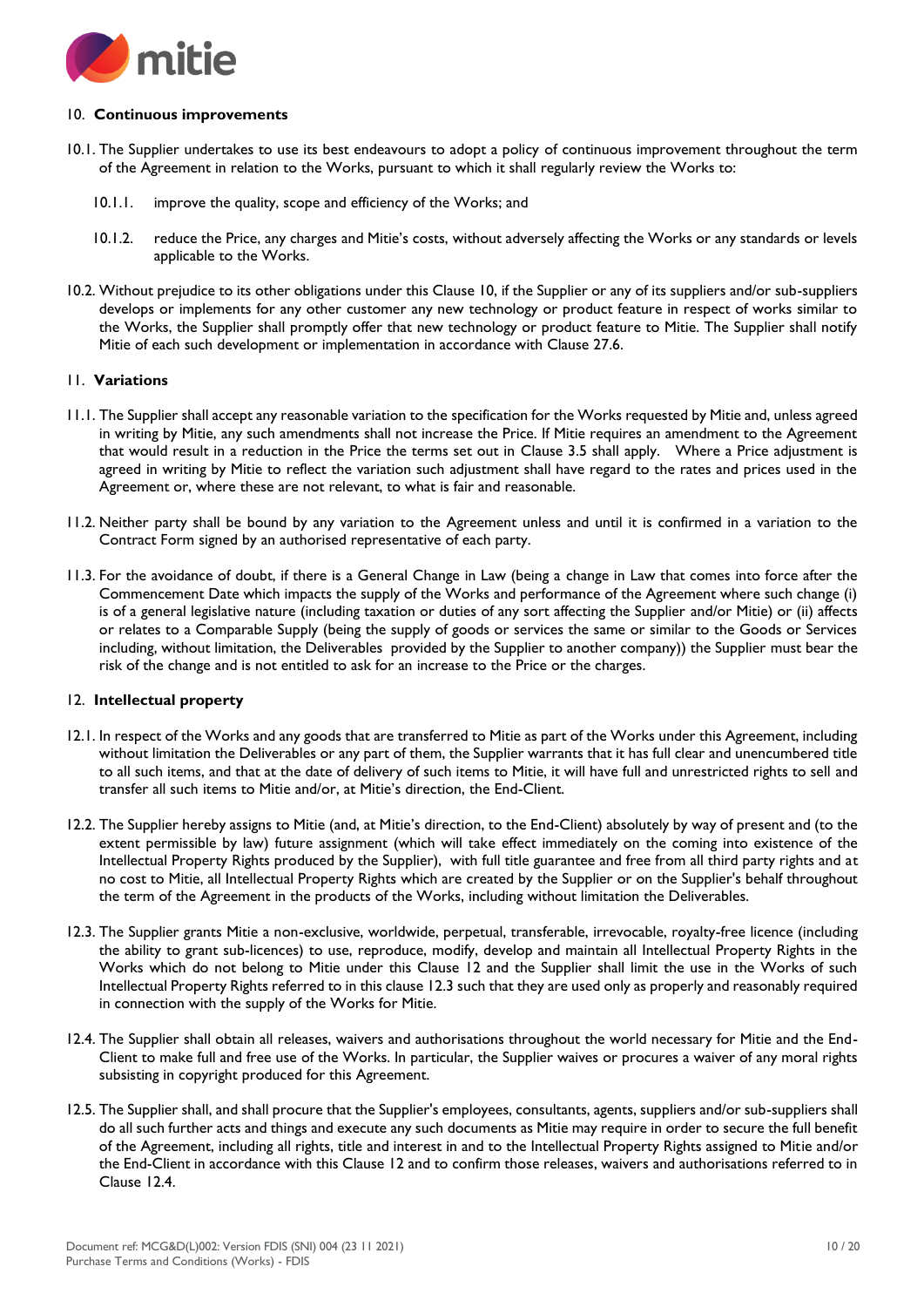## 10. Continuous improvements

10.1. The Supplier undertakes to use its best endeavours to adopt a policy of continuous improvement throughout the term of the Agreement in relation to the Works, pursuant to which it shall regularly review the Works to:

10.1.1. improve the quality, scope and efficiency of the Works; and

10.1.2. reduce the Price, any charges and Mitie's costs, without adversely affecting the Works or any standards or levels applicable to the Works.

10.2. Without prejudice to its other obligations under this Clause 10, if the Supplier or any of its suppliers and/or sub-suppliers develops or implements for any other customer any new technology or product feature in respect of works similar to the Works, the Supplier shall promptly offer that new technology or product feature to Mitie. The Supplier shall notify Mitie of each such development or implementation in accordance with Clause 27.6.

## 11. Variations

11.1. The Supplier shall accept any reasonable variation to the specification for the Works requested by Mitie and, unless agreed in writing by Mitie, any such amendments shall not increase the Price. If Mitie requires an amendment to the Agreement that would result in a reduction in the Price the terms set out in Clause 3.5 shall apply. Where a Price adjustment is agreed in writing by Mitie to reflect the variation such adjustment shall have regard to the rates and prices used in the Agreement or, where these are not relevant, to what is fair and reasonable.

11.2. Neither party shall be bound by any variation to the Agreement unless and until it is confirmed in a variation to the Contract Form signed by an authorised representative of each party.

11.3. For the avoidance of doubt, if there is a General Change in Law (being a change in Law that comes into force after the Commencement Date which impacts the supply of the Works and performance of the Agreement where such change (i) is of a general legislative nature (including taxation or duties of any sort affecting the Supplier and/or Mitie) or (ii) affects or relates to a Comparable Supply (being the supply of goods or services the same or similar to the Goods or Services including, without limitation, the Deliverables provided by the Supplier to another company)) the Supplier must bear the risk of the change and is not entitled to ask for an increase to the Price or the charges.

## 12. Intellectual property

12.1. In respect of the Works and any goods that are transferred to Mitie as part of the Works under this Agreement, including without limitation the Deliverables or any part of them, the Supplier warrants that it has full clear and unencumbered title to all such items, and that at the date of delivery of such items to Mitie, it will have full and unrestricted rights to sell and transfer all such items to Mitie and/or, at Mitie's direction, the End-Client.

12.2. The Supplier hereby assigns to Mitie (and, at Mitie's direction, to the End-Client) absolutely by way of present and (to the extent permissible by law) future assignment (which will take effect immediately on the coming into existence of the Intellectual Property Rights produced by the Supplier), with full title guarantee and free from all third party rights and at no cost to Mitie, all Intellectual Property Rights which are created by the Supplier or on the Supplier's behalf throughout the term of the Agreement in the products of the Works, including without limitation the Deliverables.

12.3. The Supplier grants Mitie a non-exclusive, worldwide, perpetual, transferable, irrevocable, royalty-free licence (including the ability to grant sub-licences) to use, reproduce, modify, develop and maintain all Intellectual Property Rights in the Works which do not belong to Mitie under this Clause 12 and the Supplier shall limit the use in the Works of such Intellectual Property Rights referred to in this clause 12.3 such that they are used only as properly and reasonably required in connection with the supply of the Works for Mitie.

12.4. The Supplier shall obtain all releases, waivers and authorisations throughout the world necessary for Mitie and the End-Client to make full and free use of the Works. In particular, the Supplier waives or procures a waiver of any moral rights subsisting in copyright produced for this Agreement.

12.5. The Supplier shall, and shall procure that the Supplier's employees, consultants, agents, suppliers and/or sub-suppliers shall do all such further acts and things and execute any such documents as Mitie may require in order to secure the full benefit of the Agreement, including all rights, title and interest in and to the Intellectual Property Rights assigned to Mitie and/or the End-Client in accordance with this Clause 12 and to confirm those releases, waivers and authorisations referred to in Clause 12.4.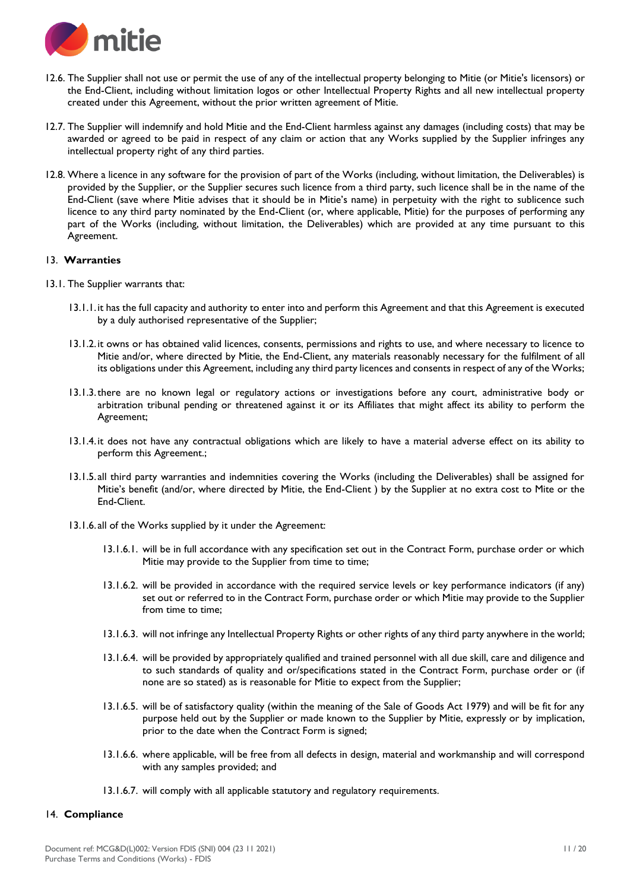12.6. The Supplier shall not use or permit the use of any of the intellectual property belonging to Mitie (or Mitie's licensors) or the End-Client, including without limitation logos or other Intellectual Property Rights and all new intellectual property created under this Agreement, without the prior written agreement of Mitie.

12.7. The Supplier will indemnify and hold Mitie and the End-Client harmless against any damages (including costs) that may be awarded or agreed to be paid in respect of any claim or action that any Works supplied by the Supplier infringes any intellectual property right of any third parties.

12.8. Where a licence in any software for the provision of part of the Works (including, without limitation, the Deliverables) is provided by the Supplier, or the Supplier secures such licence from a third party, such licence shall be in the name of the End-Client (save where Mitie advises that it should be in Mitie's name) in perpetuity with the right to sublicence such licence to any third party nominated by the End-Client (or, where applicable, Mitie) for the purposes of performing any part of the Works (including, without limitation, the Deliverables) which are provided at any time pursuant to this Agreement.

## 13. **Warranties**

13.1. The Supplier warrants that:

13.1.1. it has the full capacity and authority to enter into and perform this Agreement and that this Agreement is executed by a duly authorised representative of the Supplier;

13.1.2. it owns or has obtained valid licences, consents, permissions and rights to use, and where necessary to licence to Mitie and/or, where directed by Mitie, the End-Client, any materials reasonably necessary for the fulfilment of all its obligations under this Agreement, including any third party licences and consents in respect of any of the Works;

13.1.3. there are no known legal or regulatory actions or investigations before any court, administrative body or arbitration tribunal pending or threatened against it or its Affiliates that might affect its ability to perform the Agreement;

13.1.4. it does not have any contractual obligations which are likely to have a material adverse effect on its ability to perform this Agreement.;

13.1.5. all third party warranties and indemnities covering the Works (including the Deliverables) shall be assigned for Mitie's benefit (and/or, where directed by Mitie, the End-Client ) by the Supplier at no extra cost to Mite or the End-Client.

13.1.6. all of the Works supplied by it under the Agreement:

13.1.6.1. will be in full accordance with any specification set out in the Contract Form, purchase order or which Mitie may provide to the Supplier from time to time;

13.1.6.2. will be provided in accordance with the required service levels or key performance indicators (if any) set out or referred to in the Contract Form, purchase order or which Mitie may provide to the Supplier from time to time;

13.1.6.3. will not infringe any Intellectual Property Rights or other rights of any third party anywhere in the world;

13.1.6.4. will be provided by appropriately qualified and trained personnel with all due skill, care and diligence and to such standards of quality and or/specifications stated in the Contract Form, purchase order or (if none are so stated) as is reasonable for Mitie to expect from the Supplier;

13.1.6.5. will be of satisfactory quality (within the meaning of the Sale of Goods Act 1979) and will be fit for any purpose held out by the Supplier or made known to the Supplier by Mitie, expressly or by implication, prior to the date when the Contract Form is signed;

13.1.6.6. where applicable, will be free from all defects in design, material and workmanship and will correspond with any samples provided; and

13.1.6.7. will comply with all applicable statutory and regulatory requirements.

## 14. **Compliance**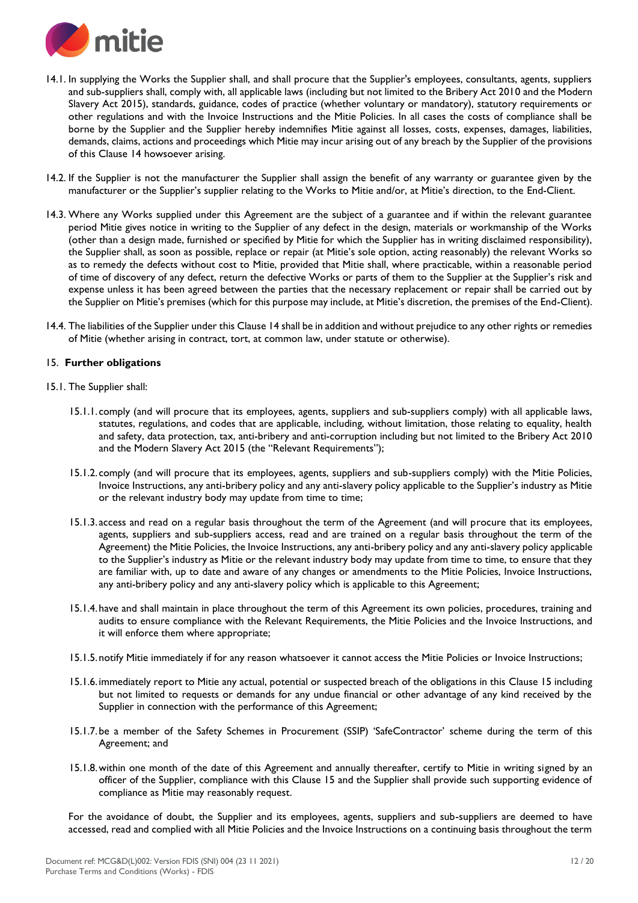14.1. In supplying the Works the Supplier shall, and shall procure that the Supplier's employees, consultants, agents, suppliers and sub-suppliers shall, comply with, all applicable laws (including but not limited to the Bribery Act 2010 and the Modern Slavery Act 2015), standards, guidance, codes of practice (whether voluntary or mandatory), statutory requirements or other regulations and with the Invoice Instructions and the Mitie Policies. In all cases the costs of compliance shall be borne by the Supplier and the Supplier hereby indemnifies Mitie against all losses, costs, expenses, damages, liabilities, demands, claims, actions and proceedings which Mitie may incur arising out of any breach by the Supplier of the provisions of this Clause 14 howsoever arising.

14.2. If the Supplier is not the manufacturer the Supplier shall assign the benefit of any warranty or guarantee given by the manufacturer or the Supplier's supplier relating to the Works to Mitie and/or, at Mitie's direction, to the End-Client.

14.3. Where any Works supplied under this Agreement are the subject of a guarantee and if within the relevant guarantee period Mitie gives notice in writing to the Supplier of any defect in the design, materials or workmanship of the Works (other than a design made, furnished or specified by Mitie for which the Supplier has in writing disclaimed responsibility), the Supplier shall, as soon as possible, replace or repair (at Mitie's sole option, acting reasonably) the relevant Works so as to remedy the defects without cost to Mitie, provided that Mitie shall, where practicable, within a reasonable period of time of discovery of any defect, return the defective Works or parts of them to the Supplier at the Supplier's risk and expense unless it has been agreed between the parties that the necessary replacement or repair shall be carried out by the Supplier on Mitie's premises (which for this purpose may include, at Mitie's discretion, the premises of the End-Client).

14.4. The liabilities of the Supplier under this Clause 14 shall be in addition and without prejudice to any other rights or remedies of Mitie (whether arising in contract, tort, at common law, under statute or otherwise).

15. **Further obligations**

15.1. The Supplier shall:

15.1.1. comply (and will procure that its employees, agents, suppliers and sub-suppliers comply) with all applicable laws, statutes, regulations, and codes that are applicable, including, without limitation, those relating to equality, health and safety, data protection, tax, anti-bribery and anti-corruption including but not limited to the Bribery Act 2010 and the Modern Slavery Act 2015 (the "Relevant Requirements");

15.1.2. comply (and will procure that its employees, agents, suppliers and sub-suppliers comply) with the Mitie Policies, Invoice Instructions, any anti-bribery policy and any anti-slavery policy applicable to the Supplier's industry as Mitie or the relevant industry body may update from time to time;

15.1.3. access and read on a regular basis throughout the term of the Agreement (and will procure that its employees, agents, suppliers and sub-suppliers access, read and are trained on a regular basis throughout the term of the Agreement) the Mitie Policies, the Invoice Instructions, any anti-bribery policy and any anti-slavery policy applicable to the Supplier's industry as Mitie or the relevant industry body may update from time to time, to ensure that they are familiar with, up to date and aware of any changes or amendments to the Mitie Policies, Invoice Instructions, any anti-bribery policy and any anti-slavery policy which is applicable to this Agreement;

15.1.4. have and shall maintain in place throughout the term of this Agreement its own policies, procedures, training and audits to ensure compliance with the Relevant Requirements, the Mitie Policies and the Invoice Instructions, and it will enforce them where appropriate;

15.1.5. notify Mitie immediately if for any reason whatsoever it cannot access the Mitie Policies or Invoice Instructions;

15.1.6. immediately report to Mitie any actual, potential or suspected breach of the obligations in this Clause 15 including but not limited to requests or demands for any undue financial or other advantage of any kind received by the Supplier in connection with the performance of this Agreement;

15.1.7. be a member of the Safety Schemes in Procurement (SSIP) 'SafeContractor' scheme during the term of this Agreement; and

15.1.8. within one month of the date of this Agreement and annually thereafter, certify to Mitie in writing signed by an officer of the Supplier, compliance with this Clause 15 and the Supplier shall provide such supporting evidence of compliance as Mitie may reasonably request.

For the avoidance of doubt, the Supplier and its employees, agents, suppliers and sub-suppliers are deemed to have accessed, read and complied with all Mitie Policies and the Invoice Instructions on a continuing basis throughout the term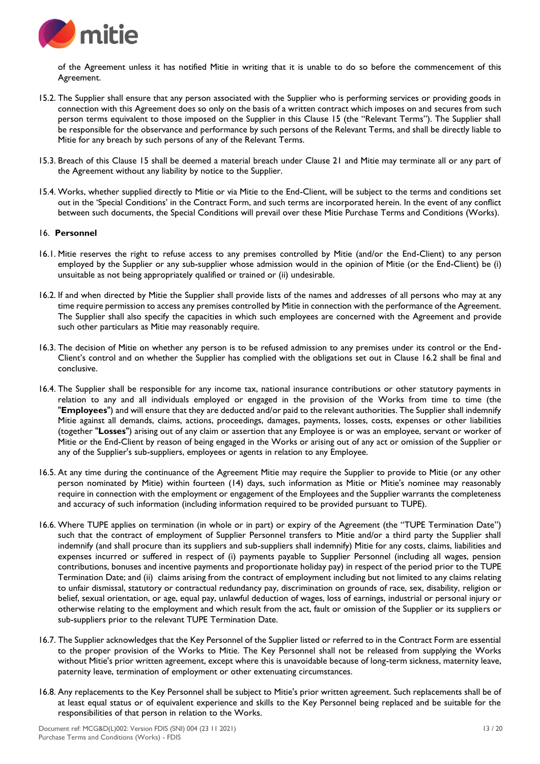of the Agreement unless it has notified Mitie in writing that it is unable to do so before the commencement of this Agreement.

15.2. The Supplier shall ensure that any person associated with the Supplier who is performing services or providing goods in connection with this Agreement does so only on the basis of a written contract which imposes on and secures from such person terms equivalent to those imposed on the Supplier in this Clause 15 (the "Relevant Terms"). The Supplier shall be responsible for the observance and performance by such persons of the Relevant Terms, and shall be directly liable to Mitie for any breach by such persons of any of the Relevant Terms.

15.3. Breach of this Clause 15 shall be deemed a material breach under Clause 21 and Mitie may terminate all or any part of the Agreement without any liability by notice to the Supplier.

15.4. Works, whether supplied directly to Mitie or via Mitie to the End-Client, will be subject to the terms and conditions set out in the 'Special Conditions' in the Contract Form, and such terms are incorporated herein. In the event of any conflict between such documents, the Special Conditions will prevail over these Mitie Purchase Terms and Conditions (Works).

16. **Personnel**

16.1. Mitie reserves the right to refuse access to any premises controlled by Mitie (and/or the End-Client) to any person employed by the Supplier or any sub-supplier whose admission would in the opinion of Mitie (or the End-Client) be (i) unsuitable as not being appropriately qualified or trained or (ii) undesirable.

16.2. If and when directed by Mitie the Supplier shall provide lists of the names and addresses of all persons who may at any time require permission to access any premises controlled by Mitie in connection with the performance of the Agreement. The Supplier shall also specify the capacities in which such employees are concerned with the Agreement and provide such other particulars as Mitie may reasonably require.

16.3. The decision of Mitie on whether any person is to be refused admission to any premises under its control or the End-Client's control and on whether the Supplier has complied with the obligations set out in Clause 16.2 shall be final and conclusive.

16.4. The Supplier shall be responsible for any income tax, national insurance contributions or other statutory payments in relation to any and all individuals employed or engaged in the provision of the Works from time to time (the "**Employees**") and will ensure that they are deducted and/or paid to the relevant authorities. The Supplier shall indemnify Mitie against all demands, claims, actions, proceedings, damages, payments, losses, costs, expenses or other liabilities (together "**Losses**") arising out of any claim or assertion that any Employee is or was an employee, servant or worker of Mitie or the End-Client by reason of being engaged in the Works or arising out of any act or omission of the Supplier or any of the Supplier's sub-suppliers, employees or agents in relation to any Employee.

16.5. At any time during the continuance of the Agreement Mitie may require the Supplier to provide to Mitie (or any other person nominated by Mitie) within fourteen (14) days, such information as Mitie or Mitie's nominee may reasonably require in connection with the employment or engagement of the Employees and the Supplier warrants the completeness and accuracy of such information (including information required to be provided pursuant to TUPE).

16.6. Where TUPE applies on termination (in whole or in part) or expiry of the Agreement (the "TUPE Termination Date") such that the contract of employment of Supplier Personnel transfers to Mitie and/or a third party the Supplier shall indemnify (and shall procure than its suppliers and sub-suppliers shall indemnify) Mitie for any costs, claims, liabilities and expenses incurred or suffered in respect of (i) payments payable to Supplier Personnel (including all wages, pension contributions, bonuses and incentive payments and proportionate holiday pay) in respect of the period prior to the TUPE Termination Date; and (ii) claims arising from the contract of employment including but not limited to any claims relating to unfair dismissal, statutory or contractual redundancy pay, discrimination on grounds of race, sex, disability, religion or belief, sexual orientation, or age, equal pay, unlawful deduction of wages, loss of earnings, industrial or personal injury or otherwise relating to the employment and which result from the act, fault or omission of the Supplier or its suppliers or sub-suppliers prior to the relevant TUPE Termination Date.

16.7. The Supplier acknowledges that the Key Personnel of the Supplier listed or referred to in the Contract Form are essential to the proper provision of the Works to Mitie. The Key Personnel shall not be released from supplying the Works without Mitie's prior written agreement, except where this is unavoidable because of long-term sickness, maternity leave, paternity leave, termination of employment or other extenuating circumstances.

16.8. Any replacements to the Key Personnel shall be subject to Mitie's prior written agreement. Such replacements shall be of at least equal status or of equivalent experience and skills to the Key Personnel being replaced and be suitable for the responsibilities of that person in relation to the Works.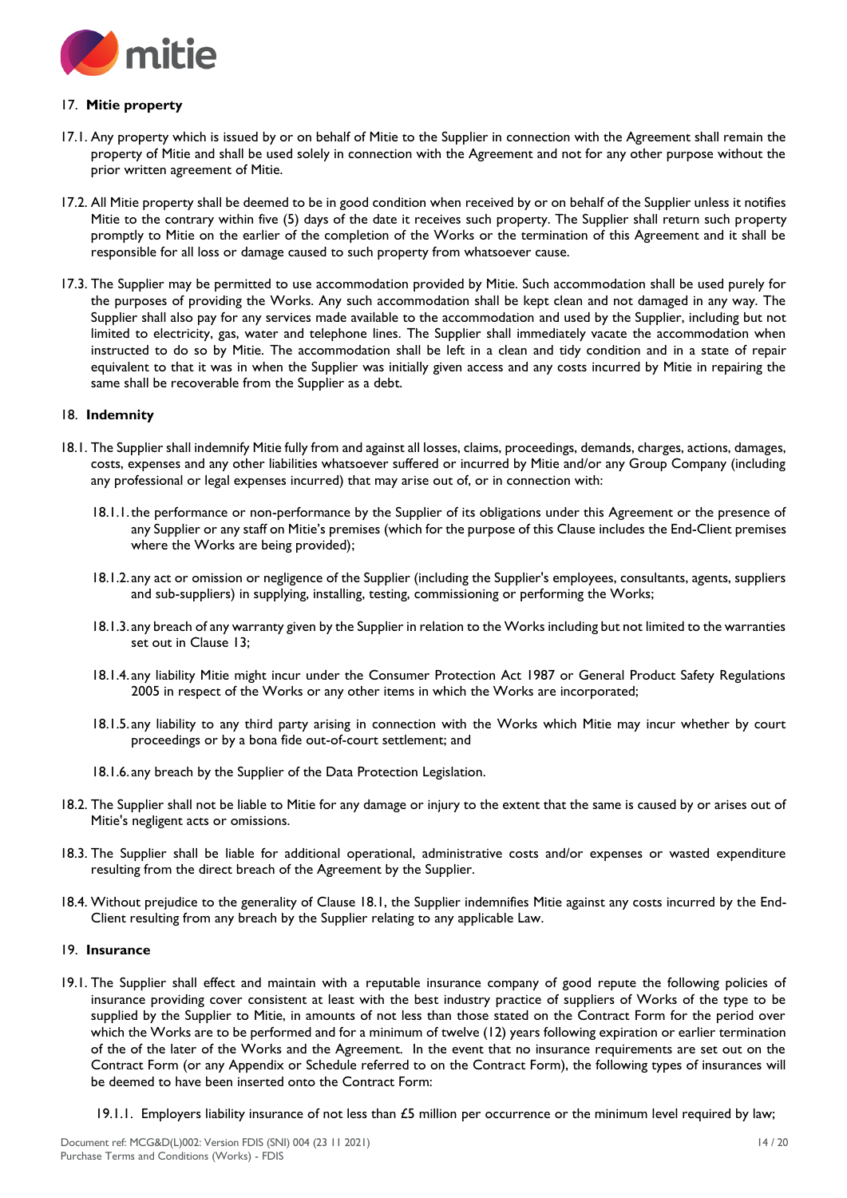## 17. **Mitie property**

17.1. Any property which is issued by or on behalf of Mitie to the Supplier in connection with the Agreement shall remain the property of Mitie and shall be used solely in connection with the Agreement and not for any other purpose without the prior written agreement of Mitie.

17.2. All Mitie property shall be deemed to be in good condition when received by or on behalf of the Supplier unless it notifies Mitie to the contrary within five (5) days of the date it receives such property. The Supplier shall return such property promptly to Mitie on the earlier of the completion of the Works or the termination of this Agreement and it shall be responsible for all loss or damage caused to such property from whatsoever cause.

17.3. The Supplier may be permitted to use accommodation provided by Mitie. Such accommodation shall be used purely for the purposes of providing the Works. Any such accommodation shall be kept clean and not damaged in any way. The Supplier shall also pay for any services made available to the accommodation and used by the Supplier, including but not limited to electricity, gas, water and telephone lines. The Supplier shall immediately vacate the accommodation when instructed to do so by Mitie. The accommodation shall be left in a clean and tidy condition and in a state of repair equivalent to that it was in when the Supplier was initially given access and any costs incurred by Mitie in repairing the same shall be recoverable from the Supplier as a debt.

## 18. **Indemnity**

18.1. The Supplier shall indemnify Mitie fully from and against all losses, claims, proceedings, demands, charges, actions, damages, costs, expenses and any other liabilities whatsoever suffered or incurred by Mitie and/or any Group Company (including any professional or legal expenses incurred) that may arise out of, or in connection with:

18.1.1. the performance or non-performance by the Supplier of its obligations under this Agreement or the presence of any Supplier or any staff on Mitie's premises (which for the purpose of this Clause includes the End-Client premises where the Works are being provided);

18.1.2. any act or omission or negligence of the Supplier (including the Supplier's employees, consultants, agents, suppliers and sub-suppliers) in supplying, installing, testing, commissioning or performing the Works;

18.1.3. any breach of any warranty given by the Supplier in relation to the Works including but not limited to the warranties set out in Clause 13;

18.1.4. any liability Mitie might incur under the Consumer Protection Act 1987 or General Product Safety Regulations 2005 in respect of the Works or any other items in which the Works are incorporated;

18.1.5. any liability to any third party arising in connection with the Works which Mitie may incur whether by court proceedings or by a bona fide out-of-court settlement; and

18.1.6. any breach by the Supplier of the Data Protection Legislation.

18.2. The Supplier shall not be liable to Mitie for any damage or injury to the extent that the same is caused by or arises out of Mitie's negligent acts or omissions.

18.3. The Supplier shall be liable for additional operational, administrative costs and/or expenses or wasted expenditure resulting from the direct breach of the Agreement by the Supplier.

18.4. Without prejudice to the generality of Clause 18.1, the Supplier indemnifies Mitie against any costs incurred by the End-Client resulting from any breach by the Supplier relating to any applicable Law.

## 19. **Insurance**

19.1. The Supplier shall effect and maintain with a reputable insurance company of good repute the following policies of insurance providing cover consistent at least with the best industry practice of suppliers of Works of the type to be supplied by the Supplier to Mitie, in amounts of not less than those stated on the Contract Form for the period over which the Works are to be performed and for a minimum of twelve (12) years following expiration or earlier termination of the of the later of the Works and the Agreement. In the event that no insurance requirements are set out on the Contract Form (or any Appendix or Schedule referred to on the Contract Form), the following types of insurances will be deemed to have been inserted onto the Contract Form:

19.1.1. Employers liability insurance of not less than £5 million per occurrence or the minimum level required by law;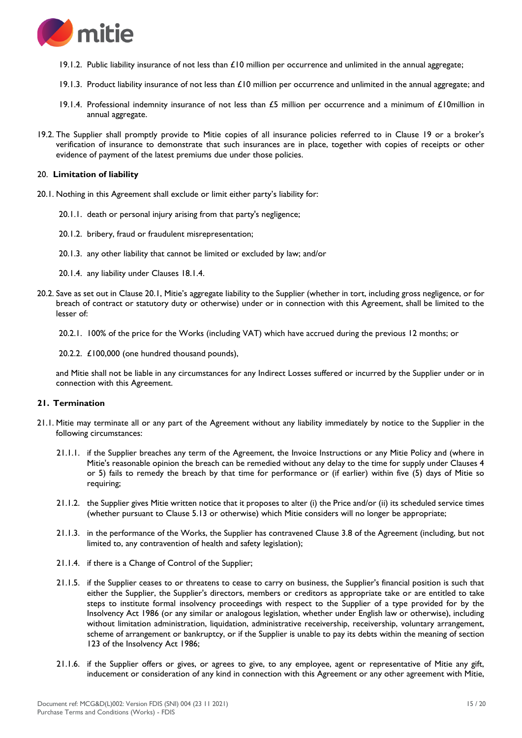19.1.2. Public liability insurance of not less than £10 million per occurrence and unlimited in the annual aggregate;

19.1.3. Product liability insurance of not less than £10 million per occurrence and unlimited in the annual aggregate; and

19.1.4. Professional indemnity insurance of not less than £5 million per occurrence and a minimum of £10million in annual aggregate.

19.2. The Supplier shall promptly provide to Mitie copies of all insurance policies referred to in Clause 19 or a broker's verification of insurance to demonstrate that such insurances are in place, together with copies of receipts or other evidence of payment of the latest premiums due under those policies.

## 20. **Limitation of liability**

20.1. Nothing in this Agreement shall exclude or limit either party's liability for:

20.1.1. death or personal injury arising from that party's negligence;

20.1.2. bribery, fraud or fraudulent misrepresentation;

20.1.3. any other liability that cannot be limited or excluded by law; and/or

20.1.4. any liability under Clauses 18.1.4.

20.2. Save as set out in Clause 20.1, Mitie's aggregate liability to the Supplier (whether in tort, including gross negligence, or for breach of contract or statutory duty or otherwise) under or in connection with this Agreement, shall be limited to the lesser of:

20.2.1. 100% of the price for the Works (including VAT) which have accrued during the previous 12 months; or

20.2.2. £100,000 (one hundred thousand pounds),

and Mitie shall not be liable in any circumstances for any Indirect Losses suffered or incurred by the Supplier under or in connection with this Agreement.

## 21. Termination

21.1. Mitie may terminate all or any part of the Agreement without any liability immediately by notice to the Supplier in the following circumstances:

21.1.1. if the Supplier breaches any term of the Agreement, the Invoice Instructions or any Mitie Policy and (where in Mitie's reasonable opinion the breach can be remedied without any delay to the time for supply under Clauses 4 or 5) fails to remedy the breach by that time for performance or (if earlier) within five (5) days of Mitie so requiring;

21.1.2. the Supplier gives Mitie written notice that it proposes to alter (i) the Price and/or (ii) its scheduled service times (whether pursuant to Clause 5.13 or otherwise) which Mitie considers will no longer be appropriate;

21.1.3. in the performance of the Works, the Supplier has contravened Clause 3.8 of the Agreement (including, but not limited to, any contravention of health and safety legislation);

21.1.4. if there is a Change of Control of the Supplier;

21.1.5. if the Supplier ceases to or threatens to cease to carry on business, the Supplier's financial position is such that either the Supplier, the Supplier's directors, members or creditors as appropriate take or are entitled to take steps to institute formal insolvency proceedings with respect to the Supplier of a type provided for by the Insolvency Act 1986 (or any similar or analogous legislation, whether under English law or otherwise), including without limitation administration, liquidation, administrative receivership, receivership, voluntary arrangement, scheme of arrangement or bankruptcy, or if the Supplier is unable to pay its debts within the meaning of section 123 of the Insolvency Act 1986;

21.1.6. if the Supplier offers or gives, or agrees to give, to any employee, agent or representative of Mitie any gift, inducement or consideration of any kind in connection with this Agreement or any other agreement with Mitie,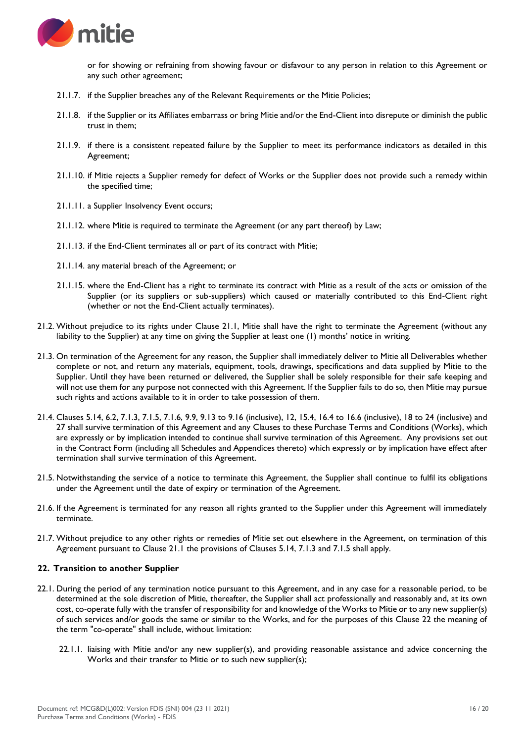or for showing or refraining from showing favour or disfavour to any person in relation to this Agreement or any such other agreement;

21.1.7. if the Supplier breaches any of the Relevant Requirements or the Mitie Policies;

21.1.8. if the Supplier or its Affiliates embarrass or bring Mitie and/or the End-Client into disrepute or diminish the public trust in them;

21.1.9. if there is a consistent repeated failure by the Supplier to meet its performance indicators as detailed in this Agreement;

21.1.10. if Mitie rejects a Supplier remedy for defect of Works or the Supplier does not provide such a remedy within the specified time;

21.1.11. a Supplier Insolvency Event occurs;

21.1.12. where Mitie is required to terminate the Agreement (or any part thereof) by Law;

21.1.13. if the End-Client terminates all or part of its contract with Mitie;

21.1.14. any material breach of the Agreement; or

21.1.15. where the End-Client has a right to terminate its contract with Mitie as a result of the acts or omission of the Supplier (or its suppliers or sub-suppliers) which caused or materially contributed to this End-Client right (whether or not the End-Client actually terminates).

21.2. Without prejudice to its rights under Clause 21.1, Mitie shall have the right to terminate the Agreement (without any liability to the Supplier) at any time on giving the Supplier at least one (1) months' notice in writing.

21.3. On termination of the Agreement for any reason, the Supplier shall immediately deliver to Mitie all Deliverables whether complete or not, and return any materials, equipment, tools, drawings, specifications and data supplied by Mitie to the Supplier. Until they have been returned or delivered, the Supplier shall be solely responsible for their safe keeping and will not use them for any purpose not connected with this Agreement. If the Supplier fails to do so, then Mitie may pursue such rights and actions available to it in order to take possession of them.

21.4. Clauses 5.14, 6.2, 7.1.3, 7.1.5, 7.1.6, 9.9, 9.13 to 9.16 (inclusive), 12, 15.4, 16.4 to 16.6 (inclusive), 18 to 24 (inclusive) and 27 shall survive termination of this Agreement and any Clauses to these Purchase Terms and Conditions (Works), which are expressly or by implication intended to continue shall survive termination of this Agreement. Any provisions set out in the Contract Form (including all Schedules and Appendices thereto) which expressly or by implication have effect after termination shall survive termination of this Agreement.

21.5. Notwithstanding the service of a notice to terminate this Agreement, the Supplier shall continue to fulfil its obligations under the Agreement until the date of expiry or termination of the Agreement.

21.6. If the Agreement is terminated for any reason all rights granted to the Supplier under this Agreement will immediately terminate.

21.7. Without prejudice to any other rights or remedies of Mitie set out elsewhere in the Agreement, on termination of this Agreement pursuant to Clause 21.1 the provisions of Clauses 5.14, 7.1.3 and 7.1.5 shall apply.

## 22. Transition to another Supplier

22.1. During the period of any termination notice pursuant to this Agreement, and in any case for a reasonable period, to be determined at the sole discretion of Mitie, thereafter, the Supplier shall act professionally and reasonably and, at its own cost, co-operate fully with the transfer of responsibility for and knowledge of the Works to Mitie or to any new supplier(s) of such services and/or goods the same or similar to the Works, and for the purposes of this Clause 22 the meaning of the term "co-operate" shall include, without limitation:

22.1.1. liaising with Mitie and/or any new supplier(s), and providing reasonable assistance and advice concerning the Works and their transfer to Mitie or to such new supplier(s);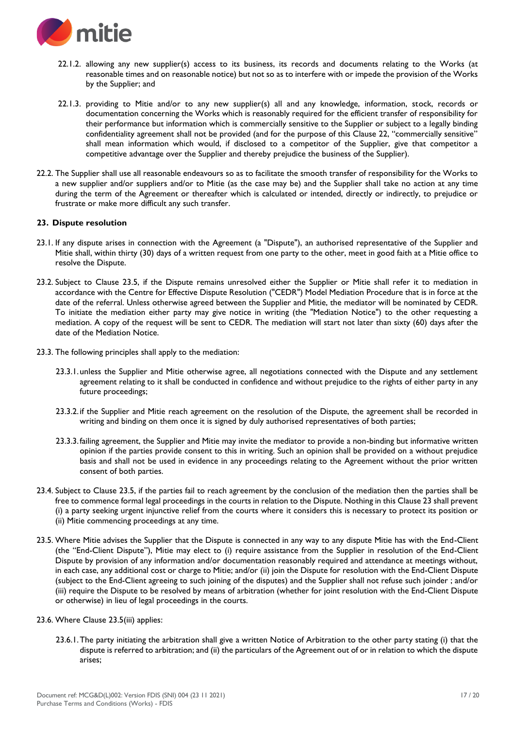22.1.2. allowing any new supplier(s) access to its business, its records and documents relating to the Works (at reasonable times and on reasonable notice) but not so as to interfere with or impede the provision of the Works by the Supplier; and

22.1.3. providing to Mitie and/or to any new supplier(s) all and any knowledge, information, stock, records or documentation concerning the Works which is reasonably required for the efficient transfer of responsibility for their performance but information which is commercially sensitive to the Supplier or subject to a legally binding confidentiality agreement shall not be provided (and for the purpose of this Clause 22, "commercially sensitive" shall mean information which would, if disclosed to a competitor of the Supplier, give that competitor a competitive advantage over the Supplier and thereby prejudice the business of the Supplier).

22.2. The Supplier shall use all reasonable endeavours so as to facilitate the smooth transfer of responsibility for the Works to a new supplier and/or suppliers and/or to Mitie (as the case may be) and the Supplier shall take no action at any time during the term of the Agreement or thereafter which is calculated or intended, directly or indirectly, to prejudice or frustrate or make more difficult any such transfer.

**23. Dispute resolution**

23.1. If any dispute arises in connection with the Agreement (a "Dispute"), an authorised representative of the Supplier and Mitie shall, within thirty (30) days of a written request from one party to the other, meet in good faith at a Mitie office to resolve the Dispute.

23.2. Subject to Clause 23.5, if the Dispute remains unresolved either the Supplier or Mitie shall refer it to mediation in accordance with the Centre for Effective Dispute Resolution ("CEDR") Model Mediation Procedure that is in force at the date of the referral. Unless otherwise agreed between the Supplier and Mitie, the mediator will be nominated by CEDR. To initiate the mediation either party may give notice in writing (the "Mediation Notice") to the other requesting a mediation. A copy of the request will be sent to CEDR. The mediation will start not later than sixty (60) days after the date of the Mediation Notice.

23.3. The following principles shall apply to the mediation:

23.3.1. unless the Supplier and Mitie otherwise agree, all negotiations connected with the Dispute and any settlement agreement relating to it shall be conducted in confidence and without prejudice to the rights of either party in any future proceedings;

23.3.2. if the Supplier and Mitie reach agreement on the resolution of the Dispute, the agreement shall be recorded in writing and binding on them once it is signed by duly authorised representatives of both parties;

23.3.3. failing agreement, the Supplier and Mitie may invite the mediator to provide a non-binding but informative written opinion if the parties provide consent to this in writing. Such an opinion shall be provided on a without prejudice basis and shall not be used in evidence in any proceedings relating to the Agreement without the prior written consent of both parties.

23.4. Subject to Clause 23.5, if the parties fail to reach agreement by the conclusion of the mediation then the parties shall be free to commence formal legal proceedings in the courts in relation to the Dispute. Nothing in this Clause 23 shall prevent (i) a party seeking urgent injunctive relief from the courts where it considers this is necessary to protect its position or (ii) Mitie commencing proceedings at any time.

23.5. Where Mitie advises the Supplier that the Dispute is connected in any way to any dispute Mitie has with the End-Client (the "End-Client Dispute"), Mitie may elect to (i) require assistance from the Supplier in resolution of the End-Client Dispute by provision of any information and/or documentation reasonably required and attendance at meetings without, in each case, any additional cost or charge to Mitie; and/or (ii) join the Dispute for resolution with the End-Client Dispute (subject to the End-Client agreeing to such joining of the disputes) and the Supplier shall not refuse such joinder ; and/or (iii) require the Dispute to be resolved by means of arbitration (whether for joint resolution with the End-Client Dispute or otherwise) in lieu of legal proceedings in the courts.

23.6. Where Clause 23.5(iii) applies:

23.6.1. The party initiating the arbitration shall give a written Notice of Arbitration to the other party stating (i) that the dispute is referred to arbitration; and (ii) the particulars of the Agreement out of or in relation to which the dispute arises;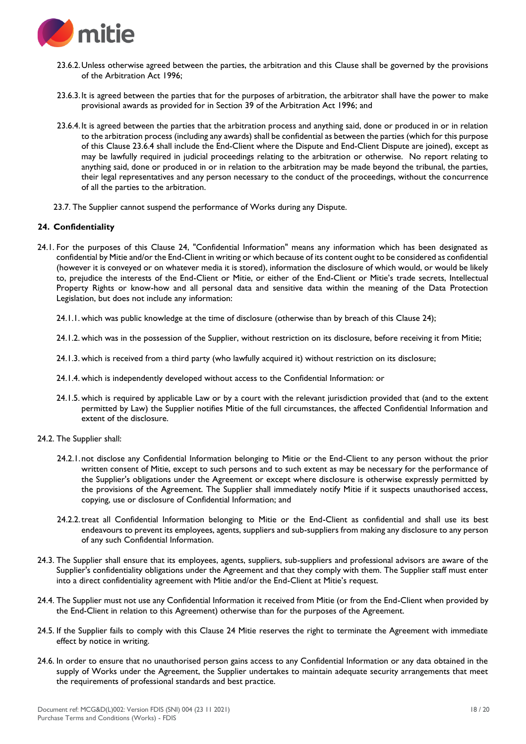23.6.2. Unless otherwise agreed between the parties, the arbitration and this Clause shall be governed by the provisions of the Arbitration Act 1996;

23.6.3. It is agreed between the parties that for the purposes of arbitration, the arbitrator shall have the power to make provisional awards as provided for in Section 39 of the Arbitration Act 1996; and

23.6.4. It is agreed between the parties that the arbitration process and anything said, done or produced in or in relation to the arbitration process (including any awards) shall be confidential as between the parties (which for this purpose of this Clause 23.6.4 shall include the End-Client where the Dispute and End-Client Dispute are joined), except as may be lawfully required in judicial proceedings relating to the arbitration or otherwise. No report relating to anything said, done or produced in or in relation to the arbitration may be made beyond the tribunal, the parties, their legal representatives and any person necessary to the conduct of the proceedings, without the concurrence of all the parties to the arbitration.

23.7. The Supplier cannot suspend the performance of Works during any Dispute.

## 24. Confidentiality

24.1. For the purposes of this Clause 24, "Confidential Information" means any information which has been designated as confidential by Mitie and/or the End-Client in writing or which because of its content ought to be considered as confidential (however it is conveyed or on whatever media it is stored), information the disclosure of which would, or would be likely to, prejudice the interests of the End-Client or Mitie, or either of the End-Client or Mitie's trade secrets, Intellectual Property Rights or know-how and all personal data and sensitive data within the meaning of the Data Protection Legislation, but does not include any information:

24.1.1. which was public knowledge at the time of disclosure (otherwise than by breach of this Clause 24);

24.1.2. which was in the possession of the Supplier, without restriction on its disclosure, before receiving it from Mitie;

24.1.3. which is received from a third party (who lawfully acquired it) without restriction on its disclosure;

24.1.4. which is independently developed without access to the Confidential Information: or

24.1.5. which is required by applicable Law or by a court with the relevant jurisdiction provided that (and to the extent permitted by Law) the Supplier notifies Mitie of the full circumstances, the affected Confidential Information and extent of the disclosure.

24.2. The Supplier shall:

24.2.1. not disclose any Confidential Information belonging to Mitie or the End-Client to any person without the prior written consent of Mitie, except to such persons and to such extent as may be necessary for the performance of the Supplier's obligations under the Agreement or except where disclosure is otherwise expressly permitted by the provisions of the Agreement. The Supplier shall immediately notify Mitie if it suspects unauthorised access, copying, use or disclosure of Confidential Information; and

24.2.2. treat all Confidential Information belonging to Mitie or the End-Client as confidential and shall use its best endeavours to prevent its employees, agents, suppliers and sub-suppliers from making any disclosure to any person of any such Confidential Information.

24.3. The Supplier shall ensure that its employees, agents, suppliers, sub-suppliers and professional advisors are aware of the Supplier's confidentiality obligations under the Agreement and that they comply with them. The Supplier staff must enter into a direct confidentiality agreement with Mitie and/or the End-Client at Mitie's request.

24.4. The Supplier must not use any Confidential Information it received from Mitie (or from the End-Client when provided by the End-Client in relation to this Agreement) otherwise than for the purposes of the Agreement.

24.5. If the Supplier fails to comply with this Clause 24 Mitie reserves the right to terminate the Agreement with immediate effect by notice in writing.

24.6. In order to ensure that no unauthorised person gains access to any Confidential Information or any data obtained in the supply of Works under the Agreement, the Supplier undertakes to maintain adequate security arrangements that meet the requirements of professional standards and best practice.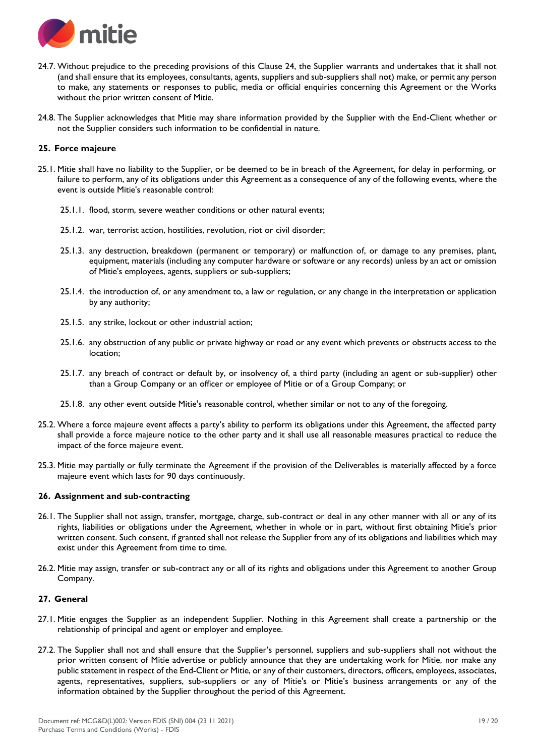24.7. Without prejudice to the preceding provisions of this Clause 24, the Supplier warrants and undertakes that it shall not (and shall ensure that its employees, consultants, agents, suppliers and sub-suppliers shall not) make, or permit any person to make, any statements or responses to public, media or official enquiries concerning this Agreement or the Works without the prior written consent of Mitie.

24.8. The Supplier acknowledges that Mitie may share information provided by the Supplier with the End-Client whether or not the Supplier considers such information to be confidential in nature.

**25. Force majeure**

25.1. Mitie shall have no liability to the Supplier, or be deemed to be in breach of the Agreement, for delay in performing, or failure to perform, any of its obligations under this Agreement as a consequence of any of the following events, where the event is outside Mitie's reasonable control:

25.1.1. flood, storm, severe weather conditions or other natural events;

25.1.2. war, terrorist action, hostilities, revolution, riot or civil disorder;

25.1.3. any destruction, breakdown (permanent or temporary) or malfunction of, or damage to any premises, plant, equipment, materials (including any computer hardware or software or any records) unless by an act or omission of Mitie's employees, agents, suppliers or sub-suppliers;

25.1.4. the introduction of, or any amendment to, a law or regulation, or any change in the interpretation or application by any authority;

25.1.5. any strike, lockout or other industrial action;

25.1.6. any obstruction of any public or private highway or road or any event which prevents or obstructs access to the location;

25.1.7. any breach of contract or default by, or insolvency of, a third party (including an agent or sub-supplier) other than a Group Company or an officer or employee of Mitie or of a Group Company; or

25.1.8. any other event outside Mitie's reasonable control, whether similar or not to any of the foregoing.

25.2. Where a force majeure event affects a party's ability to perform its obligations under this Agreement, the affected party shall provide a force majeure notice to the other party and it shall use all reasonable measures practical to reduce the impact of the force majeure event.

25.3. Mitie may partially or fully terminate the Agreement if the provision of the Deliverables is materially affected by a force majeure event which lasts for 90 days continuously.

**26. Assignment and sub-contracting**

26.1. The Supplier shall not assign, transfer, mortgage, charge, sub-contract or deal in any other manner with all or any of its rights, liabilities or obligations under the Agreement, whether in whole or in part, without first obtaining Mitie's prior written consent. Such consent, if granted shall not release the Supplier from any of its obligations and liabilities which may exist under this Agreement from time to time.

26.2. Mitie may assign, transfer or sub-contract any or all of its rights and obligations under this Agreement to another Group Company.

**27. General**

27.1. Mitie engages the Supplier as an independent Supplier. Nothing in this Agreement shall create a partnership or the relationship of principal and agent or employer and employee.

27.2. The Supplier shall not and shall ensure that the Supplier's personnel, suppliers and sub-suppliers shall not without the prior written consent of Mitie advertise or publicly announce that they are undertaking work for Mitie, nor make any public statement in respect of the End-Client or Mitie, or any of their customers, directors, officers, employees, associates, agents, representatives, suppliers, sub-suppliers or any of Mitie's or Mitie's business arrangements or any of the information obtained by the Supplier throughout the period of this Agreement.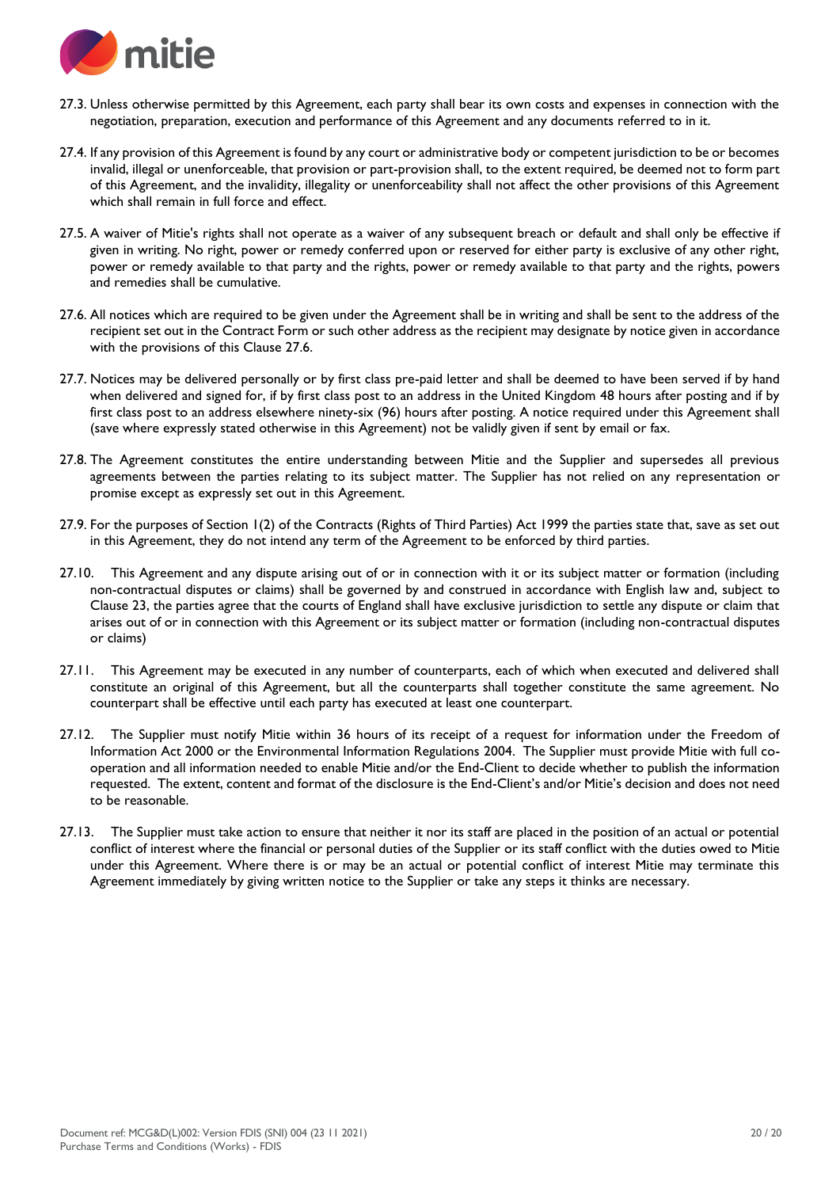27.3. Unless otherwise permitted by this Agreement, each party shall bear its own costs and expenses in connection with the negotiation, preparation, execution and performance of this Agreement and any documents referred to in it.

27.4. If any provision of this Agreement is found by any court or administrative body or competent jurisdiction to be or becomes invalid, illegal or unenforceable, that provision or part-provision shall, to the extent required, be deemed not to form part of this Agreement, and the invalidity, illegality or unenforceability shall not affect the other provisions of this Agreement which shall remain in full force and effect.

27.5. A waiver of Mitie's rights shall not operate as a waiver of any subsequent breach or default and shall only be effective if given in writing. No right, power or remedy conferred upon or reserved for either party is exclusive of any other right, power or remedy available to that party and the rights, power or remedy available to that party and the rights, powers and remedies shall be cumulative.

27.6. All notices which are required to be given under the Agreement shall be in writing and shall be sent to the address of the recipient set out in the Contract Form or such other address as the recipient may designate by notice given in accordance with the provisions of this Clause 27.6.

27.7. Notices may be delivered personally or by first class pre-paid letter and shall be deemed to have been served if by hand when delivered and signed for, if by first class post to an address in the United Kingdom 48 hours after posting and if by first class post to an address elsewhere ninety-six (96) hours after posting. A notice required under this Agreement shall (save where expressly stated otherwise in this Agreement) not be validly given if sent by email or fax.

27.8. The Agreement constitutes the entire understanding between Mitie and the Supplier and supersedes all previous agreements between the parties relating to its subject matter. The Supplier has not relied on any representation or promise except as expressly set out in this Agreement.

27.9. For the purposes of Section 1(2) of the Contracts (Rights of Third Parties) Act 1999 the parties state that, save as set out in this Agreement, they do not intend any term of the Agreement to be enforced by third parties.

27.10. This Agreement and any dispute arising out of or in connection with it or its subject matter or formation (including non-contractual disputes or claims) shall be governed by and construed in accordance with English law and, subject to Clause 23, the parties agree that the courts of England shall have exclusive jurisdiction to settle any dispute or claim that arises out of or in connection with this Agreement or its subject matter or formation (including non-contractual disputes or claims)

27.11. This Agreement may be executed in any number of counterparts, each of which when executed and delivered shall constitute an original of this Agreement, but all the counterparts shall together constitute the same agreement. No counterpart shall be effective until each party has executed at least one counterpart.

27.12. The Supplier must notify Mitie within 36 hours of its receipt of a request for information under the Freedom of Information Act 2000 or the Environmental Information Regulations 2004. The Supplier must provide Mitie with full co-operation and all information needed to enable Mitie and/or the End-Client to decide whether to publish the information requested. The extent, content and format of the disclosure is the End-Client's and/or Mitie's decision and does not need to be reasonable.

27.13. The Supplier must take action to ensure that neither it nor its staff are placed in the position of an actual or potential conflict of interest where the financial or personal duties of the Supplier or its staff conflict with the duties owed to Mitie under this Agreement. Where there is or may be an actual or potential conflict of interest Mitie may terminate this Agreement immediately by giving written notice to the Supplier or take any steps it thinks are necessary.